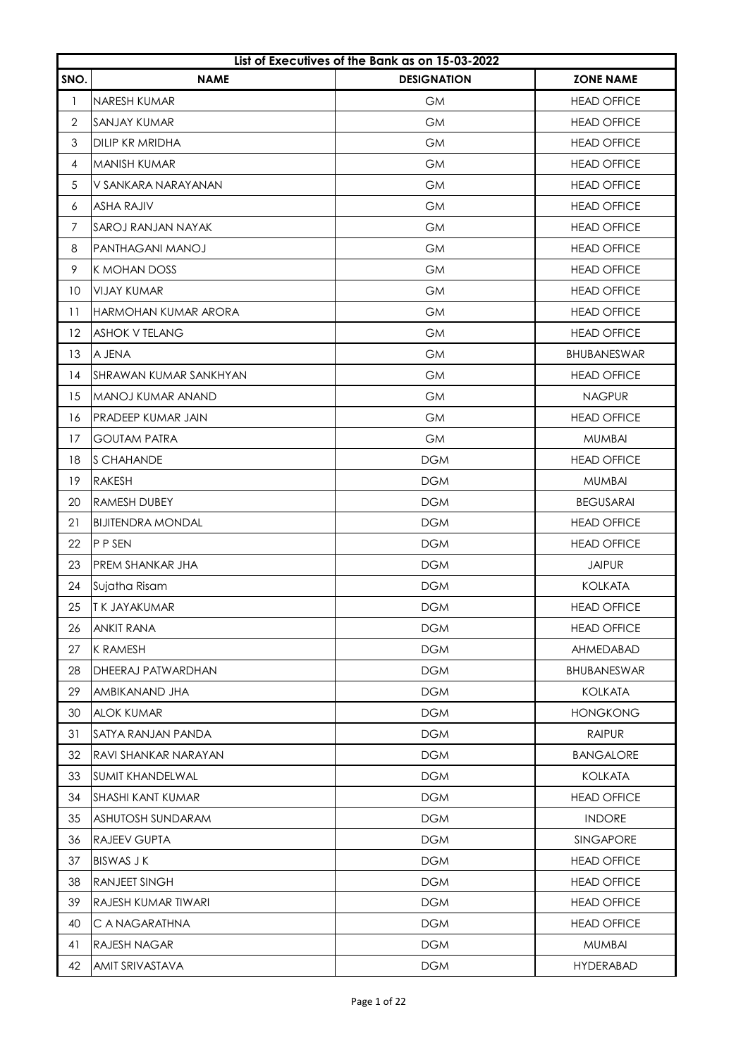| List of Executives of the Bank as on 15-03-2022 | | | |
|---|---|---|---|
| SNO. | NAME | DESIGNATION | ZONE NAME |
| 1 | NARESH KUMAR | GM | HEAD OFFICE |
| 2 | SANJAY KUMAR | GM | HEAD OFFICE |
| 3 | DILIP KR MRIDHA | GM | HEAD OFFICE |
| 4 | MANISH KUMAR | GM | HEAD OFFICE |
| 5 | V SANKARA NARAYANAN | GM | HEAD OFFICE |
| 6 | ASHA RAJIV | GM | HEAD OFFICE |
| 7 | SAROJ RANJAN NAYAK | GM | HEAD OFFICE |
| 8 | PANTHAGANI MANOJ | GM | HEAD OFFICE |
| 9 | K MOHAN DOSS | GM | HEAD OFFICE |
| 10 | VIJAY KUMAR | GM | HEAD OFFICE |
| 11 | HARMOHAN KUMAR ARORA | GM | HEAD OFFICE |
| 12 | ASHOK V TELANG | GM | HEAD OFFICE |
| 13 | A JENA | GM | BHUBANESWAR |
| 14 | SHRAWAN KUMAR SANKHYAN | GM | HEAD OFFICE |
| 15 | MANOJ KUMAR ANAND | GM | NAGPUR |
| 16 | PRADEEP KUMAR JAIN | GM | HEAD OFFICE |
| 17 | GOUTAM PATRA | GM | MUMBAI |
| 18 | S CHAHANDE | DGM | HEAD OFFICE |
| 19 | RAKESH | DGM | MUMBAI |
| 20 | RAMESH DUBEY | DGM | BEGUSARAI |
| 21 | BIJITENDRA MONDAL | DGM | HEAD OFFICE |
| 22 | P P SEN | DGM | HEAD OFFICE |
| 23 | PREM SHANKAR JHA | DGM | JAIPUR |
| 24 | Sujatha Risam | DGM | KOLKATA |
| 25 | T K JAYAKUMAR | DGM | HEAD OFFICE |
| 26 | ANKIT RANA | DGM | HEAD OFFICE |
| 27 | K RAMESH | DGM | AHMEDABAD |
| 28 | DHEERAJ PATWARDHAN | DGM | BHUBANESWAR |
| 29 | AMBIKANAND JHA | DGM | KOLKATA |
| 30 | ALOK KUMAR | DGM | HONGKONG |
| 31 | SATYA RANJAN PANDA | DGM | RAIPUR |
| 32 | RAVI SHANKAR NARAYAN | DGM | BANGALORE |
| 33 | SUMIT KHANDELWAL | DGM | KOLKATA |
| 34 | SHASHI KANT KUMAR | DGM | HEAD OFFICE |
| 35 | ASHUTOSH SUNDARAM | DGM | INDORE |
| 36 | RAJEEV GUPTA | DGM | SINGAPORE |
| 37 | BISWAS J K | DGM | HEAD OFFICE |
| 38 | RANJEET SINGH | DGM | HEAD OFFICE |
| 39 | RAJESH KUMAR TIWARI | DGM | HEAD OFFICE |
| 40 | C A NAGARATHNA | DGM | HEAD OFFICE |
| 41 | RAJESH NAGAR | DGM | MUMBAI |
| 42 | AMIT SRIVASTAVA | DGM | HYDERABAD |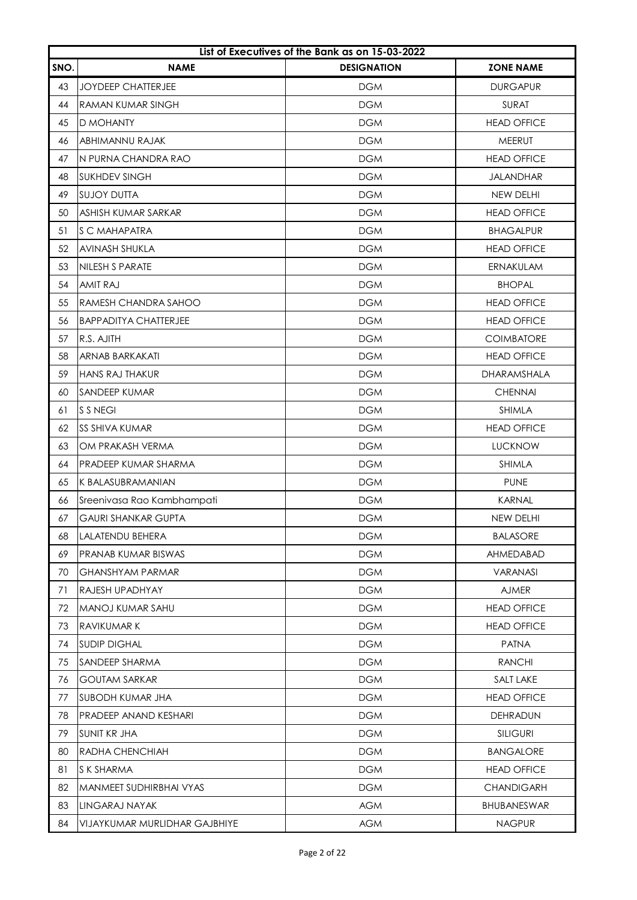| List of Executives of the Bank as on 15-03-2022 | | | |
|---|---|---|---|
| SNO. | NAME | DESIGNATION | ZONE NAME |
| 43 | JOYDEEP CHATTERJEE | DGM | DURGAPUR |
| 44 | RAMAN KUMAR SINGH | DGM | SURAT |
| 45 | D MOHANTY | DGM | HEAD OFFICE |
| 46 | ABHIMANNU RAJAK | DGM | MEERUT |
| 47 | N PURNA CHANDRA RAO | DGM | HEAD OFFICE |
| 48 | SUKHDEV SINGH | DGM | JALANDHAR |
| 49 | SUJOY DUTTA | DGM | NEW DELHI |
| 50 | ASHISH KUMAR SARKAR | DGM | HEAD OFFICE |
| 51 | S C MAHAPATRA | DGM | BHAGALPUR |
| 52 | AVINASH SHUKLA | DGM | HEAD OFFICE |
| 53 | NILESH S PARATE | DGM | ERNAKULAM |
| 54 | AMIT RAJ | DGM | BHOPAL |
| 55 | RAMESH CHANDRA SAHOO | DGM | HEAD OFFICE |
| 56 | BAPPADITYA CHATTERJEE | DGM | HEAD OFFICE |
| 57 | R.S. AJITH | DGM | COIMBATORE |
| 58 | ARNAB BARKAKATI | DGM | HEAD OFFICE |
| 59 | HANS RAJ THAKUR | DGM | DHARAMSHALA |
| 60 | SANDEEP KUMAR | DGM | CHENNAI |
| 61 | S S NEGI | DGM | SHIMLA |
| 62 | SS SHIVA KUMAR | DGM | HEAD OFFICE |
| 63 | OM PRAKASH VERMA | DGM | LUCKNOW |
| 64 | PRADEEP KUMAR SHARMA | DGM | SHIMLA |
| 65 | K BALASUBRAMANIAN | DGM | PUNE |
| 66 | Sreenivasa Rao Kambhampati | DGM | KARNAL |
| 67 | GAURI SHANKAR GUPTA | DGM | NEW DELHI |
| 68 | LALATENDU BEHERA | DGM | BALASORE |
| 69 | PRANAB KUMAR BISWAS | DGM | AHMEDABAD |
| 70 | GHANSHYAM PARMAR | DGM | VARANASI |
| 71 | RAJESH UPADHYAY | DGM | AJMER |
| 72 | MANOJ KUMAR SAHU | DGM | HEAD OFFICE |
| 73 | RAVIKUMAR K | DGM | HEAD OFFICE |
| 74 | SUDIP DIGHAL | DGM | PATNA |
| 75 | SANDEEP SHARMA | DGM | RANCHI |
| 76 | GOUTAM SARKAR | DGM | SALT LAKE |
| 77 | SUBODH KUMAR JHA | DGM | HEAD OFFICE |
| 78 | PRADEEP ANAND KESHARI | DGM | DEHRADUN |
| 79 | SUNIT KR JHA | DGM | SILIGURI |
| 80 | RADHA CHENCHIAH | DGM | BANGALORE |
| 81 | S K SHARMA | DGM | HEAD OFFICE |
| 82 | MANMEET SUDHIRBHAI VYAS | DGM | CHANDIGARH |
| 83 | LINGARAJ NAYAK | AGM | BHUBANESWAR |
| 84 | VIJAYKUMAR MURLIDHAR GAJBHIYE | AGM | NAGPUR |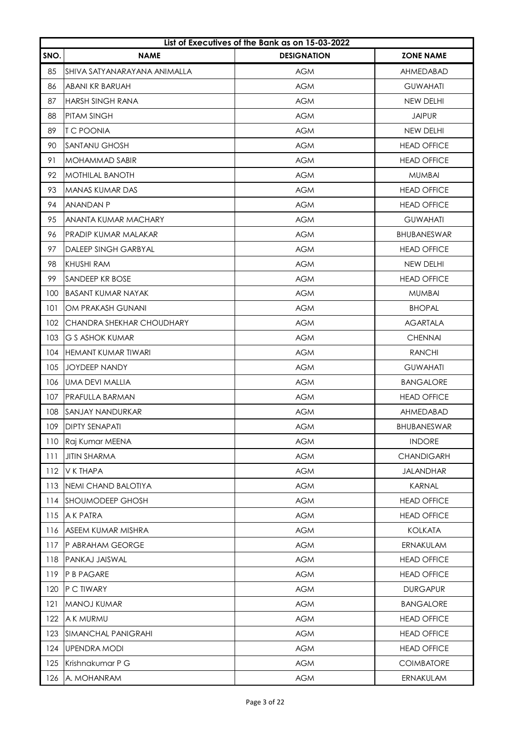| List of Executives of the Bank as on 15-03-2022 | | | |
|---|---|---|---|
| SNO. | NAME | DESIGNATION | ZONE NAME |
| 85 | SHIVA SATYANARAYANA ANIMALLA | AGM | AHMEDABAD |
| 86 | ABANI KR BARUAH | AGM | GUWAHATI |
| 87 | HARSH SINGH RANA | AGM | NEW DELHI |
| 88 | PITAM SINGH | AGM | JAIPUR |
| 89 | T C POONIA | AGM | NEW DELHI |
| 90 | SANTANU GHOSH | AGM | HEAD OFFICE |
| 91 | MOHAMMAD SABIR | AGM | HEAD OFFICE |
| 92 | MOTHILAL BANOTH | AGM | MUMBAI |
| 93 | MANAS KUMAR DAS | AGM | HEAD OFFICE |
| 94 | ANANDAN P | AGM | HEAD OFFICE |
| 95 | ANANTA KUMAR MACHARY | AGM | GUWAHATI |
| 96 | PRADIP KUMAR MALAKAR | AGM | BHUBANESWAR |
| 97 | DALEEP SINGH GARBYAL | AGM | HEAD OFFICE |
| 98 | KHUSHI RAM | AGM | NEW DELHI |
| 99 | SANDEEP KR BOSE | AGM | HEAD OFFICE |
| 100 | BASANT KUMAR NAYAK | AGM | MUMBAI |
| 101 | OM PRAKASH GUNANI | AGM | BHOPAL |
| 102 | CHANDRA SHEKHAR CHOUDHARY | AGM | AGARTALA |
| 103 | G S ASHOK KUMAR | AGM | CHENNAI |
| 104 | HEMANT KUMAR TIWARI | AGM | RANCHI |
| 105 | JOYDEEP NANDY | AGM | GUWAHATI |
| 106 | UMA DEVI MALLIA | AGM | BANGALORE |
| 107 | PRAFULLA BARMAN | AGM | HEAD OFFICE |
| 108 | SANJAY NANDURKAR | AGM | AHMEDABAD |
| 109 | DIPTY SENAPATI | AGM | BHUBANESWAR |
| 110 | Raj Kumar MEENA | AGM | INDORE |
| 111 | JITIN SHARMA | AGM | CHANDIGARH |
| 112 | V K THAPA | AGM | JALANDHAR |
| 113 | NEMI CHAND BALOTIYA | AGM | KARNAL |
| 114 | SHOUMODEEP GHOSH | AGM | HEAD OFFICE |
| 115 | A K PATRA | AGM | HEAD OFFICE |
| 116 | ASEEM KUMAR MISHRA | AGM | KOLKATA |
| 117 | P ABRAHAM GEORGE | AGM | ERNAKULAM |
| 118 | PANKAJ JAISWAL | AGM | HEAD OFFICE |
| 119 | P B PAGARE | AGM | HEAD OFFICE |
| 120 | P C TIWARY | AGM | DURGAPUR |
| 121 | MANOJ KUMAR | AGM | BANGALORE |
| 122 | A K MURMU | AGM | HEAD OFFICE |
| 123 | SIMANCHAL PANIGRAHI | AGM | HEAD OFFICE |
| 124 | UPENDRA MODI | AGM | HEAD OFFICE |
| 125 | Krishnakumar P G | AGM | COIMBATORE |
| 126 | A. MOHANRAM | AGM | ERNAKULAM |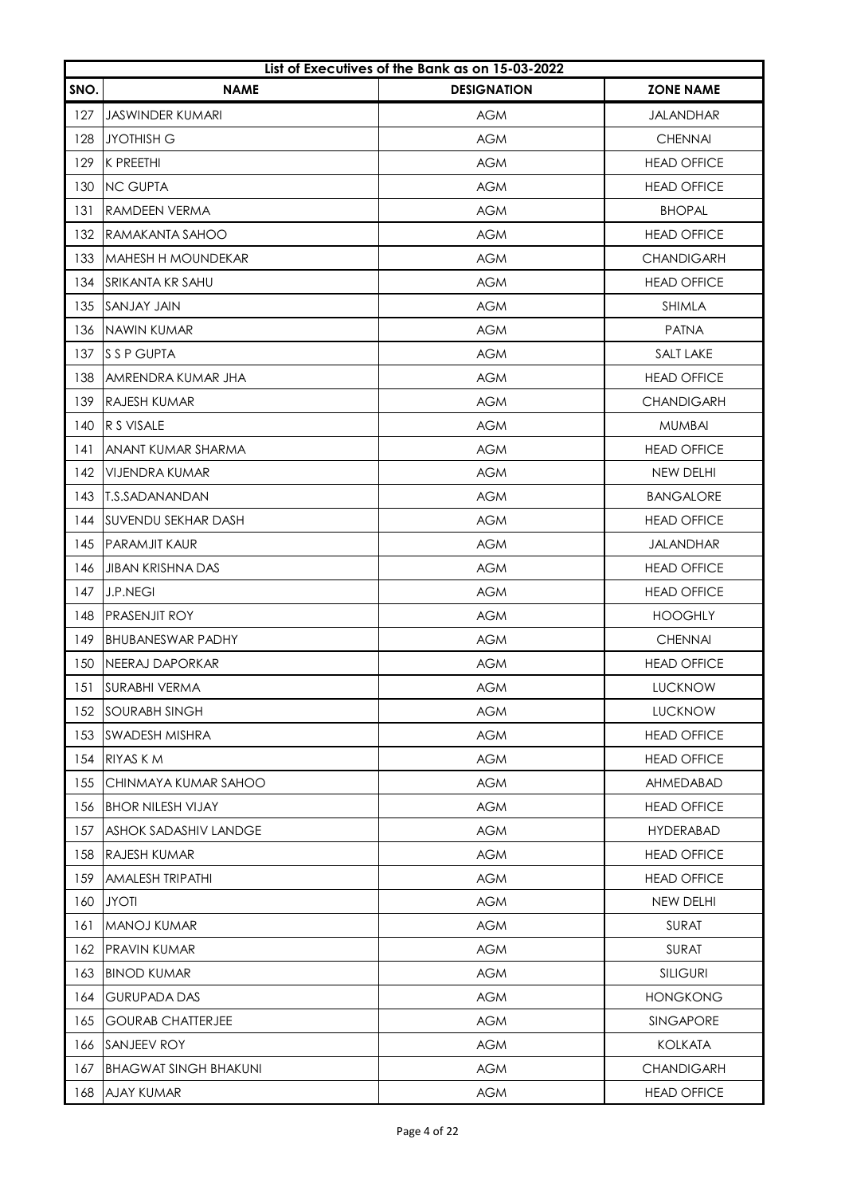| List of Executives of the Bank as on 15-03-2022 | | | |
|---|---|---|---|
| SNO. | NAME | DESIGNATION | ZONE NAME |
| 127 | JASWINDER KUMARI | AGM | JALANDHAR |
| 128 | JYOTHISH G | AGM | CHENNAI |
| 129 | K PREETHI | AGM | HEAD OFFICE |
| 130 | NC GUPTA | AGM | HEAD OFFICE |
| 131 | RAMDEEN VERMA | AGM | BHOPAL |
| 132 | RAMAKANTA SAHOO | AGM | HEAD OFFICE |
| 133 | MAHESH H MOUNDEKAR | AGM | CHANDIGARH |
| 134 | SRIKANTA KR SAHU | AGM | HEAD OFFICE |
| 135 | SANJAY JAIN | AGM | SHIMLA |
| 136 | NAWIN KUMAR | AGM | PATNA |
| 137 | S S P GUPTA | AGM | SALT LAKE |
| 138 | AMRENDRA KUMAR JHA | AGM | HEAD OFFICE |
| 139 | RAJESH KUMAR | AGM | CHANDIGARH |
| 140 | R S VISALE | AGM | MUMBAI |
| 141 | ANANT KUMAR SHARMA | AGM | HEAD OFFICE |
| 142 | VIJENDRA KUMAR | AGM | NEW DELHI |
| 143 | T.S.SADANANDAN | AGM | BANGALORE |
| 144 | SUVENDU SEKHAR DASH | AGM | HEAD OFFICE |
| 145 | PARAMJIT KAUR | AGM | JALANDHAR |
| 146 | JIBAN KRISHNA DAS | AGM | HEAD OFFICE |
| 147 | J.P.NEGI | AGM | HEAD OFFICE |
| 148 | PRASENJIT ROY | AGM | HOOGHLY |
| 149 | BHUBANESWAR PADHY | AGM | CHENNAI |
| 150 | NEERAJ DAPORKAR | AGM | HEAD OFFICE |
| 151 | SURABHI VERMA | AGM | LUCKNOW |
| 152 | SOURABH SINGH | AGM | LUCKNOW |
| 153 | SWADESH MISHRA | AGM | HEAD OFFICE |
| 154 | RIYAS K M | AGM | HEAD OFFICE |
| 155 | CHINMAYA KUMAR SAHOO | AGM | AHMEDABAD |
| 156 | BHOR NILESH VIJAY | AGM | HEAD OFFICE |
| 157 | ASHOK SADASHIV LANDGE | AGM | HYDERABAD |
| 158 | RAJESH KUMAR | AGM | HEAD OFFICE |
| 159 | AMALESH TRIPATHI | AGM | HEAD OFFICE |
| 160 | JYOTI | AGM | NEW DELHI |
| 161 | MANOJ KUMAR | AGM | SURAT |
| 162 | PRAVIN KUMAR | AGM | SURAT |
| 163 | BINOD KUMAR | AGM | SILIGURI |
| 164 | GURUPADA DAS | AGM | HONGKONG |
| 165 | GOURAB CHATTERJEE | AGM | SINGAPORE |
| 166 | SANJEEV ROY | AGM | KOLKATA |
| 167 | BHAGWAT SINGH BHAKUNI | AGM | CHANDIGARH |
| 168 | AJAY KUMAR | AGM | HEAD OFFICE |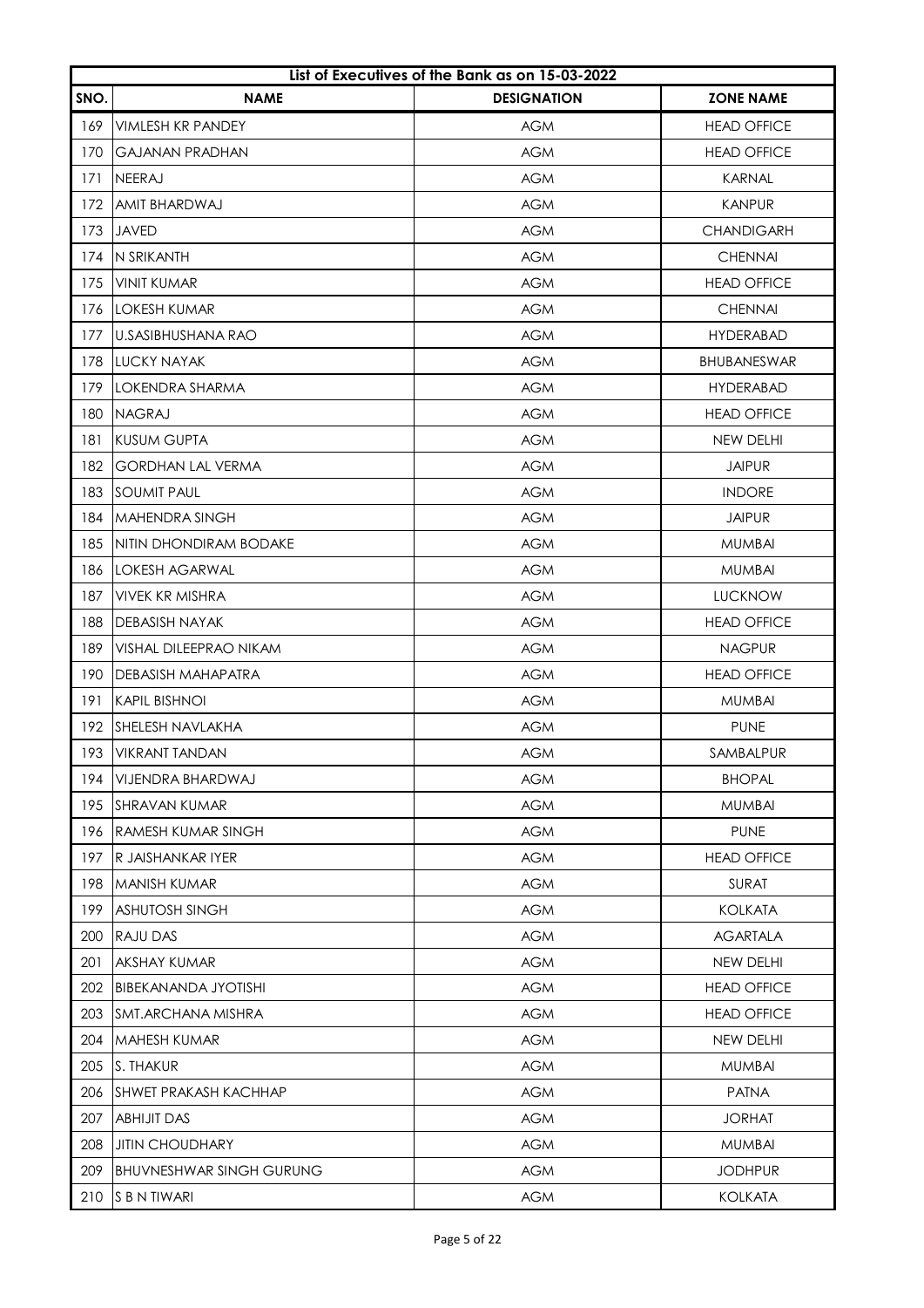| List of Executives of the Bank as on 15-03-2022 | | | |
|---|---|---|---|
| SNO. | NAME | DESIGNATION | ZONE NAME |
| 169 | VIMLESH KR PANDEY | AGM | HEAD OFFICE |
| 170 | GAJANAN PRADHAN | AGM | HEAD OFFICE |
| 171 | NEERAJ | AGM | KARNAL |
| 172 | AMIT BHARDWAJ | AGM | KANPUR |
| 173 | JAVED | AGM | CHANDIGARH |
| 174 | N SRIKANTH | AGM | CHENNAI |
| 175 | VINIT KUMAR | AGM | HEAD OFFICE |
| 176 | LOKESH KUMAR | AGM | CHENNAI |
| 177 | U.SASIBHUSHANA RAO | AGM | HYDERABAD |
| 178 | LUCKY NAYAK | AGM | BHUBANESWAR |
| 179 | LOKENDRA SHARMA | AGM | HYDERABAD |
| 180 | NAGRAJ | AGM | HEAD OFFICE |
| 181 | KUSUM GUPTA | AGM | NEW DELHI |
| 182 | GORDHAN LAL VERMA | AGM | JAIPUR |
| 183 | SOUMIT PAUL | AGM | INDORE |
| 184 | MAHENDRA SINGH | AGM | JAIPUR |
| 185 | NITIN DHONDIRAM BODAKE | AGM | MUMBAI |
| 186 | LOKESH AGARWAL | AGM | MUMBAI |
| 187 | VIVEK KR MISHRA | AGM | LUCKNOW |
| 188 | DEBASISH NAYAK | AGM | HEAD OFFICE |
| 189 | VISHAL DILEEPRAO NIKAM | AGM | NAGPUR |
| 190 | DEBASISH MAHAPATRA | AGM | HEAD OFFICE |
| 191 | KAPIL BISHNOI | AGM | MUMBAI |
| 192 | SHELESH NAVLAKHA | AGM | PUNE |
| 193 | VIKRANT TANDAN | AGM | SAMBALPUR |
| 194 | VIJENDRA BHARDWAJ | AGM | BHOPAL |
| 195 | SHRAVAN KUMAR | AGM | MUMBAI |
| 196 | RAMESH KUMAR SINGH | AGM | PUNE |
| 197 | R JAISHANKAR IYER | AGM | HEAD OFFICE |
| 198 | MANISH KUMAR | AGM | SURAT |
| 199 | ASHUTOSH SINGH | AGM | KOLKATA |
| 200 | RAJU DAS | AGM | AGARTALA |
| 201 | AKSHAY KUMAR | AGM | NEW DELHI |
| 202 | BIBEKANANDA JYOTISHI | AGM | HEAD OFFICE |
| 203 | SMT.ARCHANA MISHRA | AGM | HEAD OFFICE |
| 204 | MAHESH KUMAR | AGM | NEW DELHI |
| 205 | S. THAKUR | AGM | MUMBAI |
| 206 | SHWET PRAKASH KACHHAP | AGM | PATNA |
| 207 | ABHIJIT DAS | AGM | JORHAT |
| 208 | JITIN CHOUDHARY | AGM | MUMBAI |
| 209 | BHUVNESHWAR SINGH GURUNG | AGM | JODHPUR |
| 210 | S B N TIWARI | AGM | KOLKATA |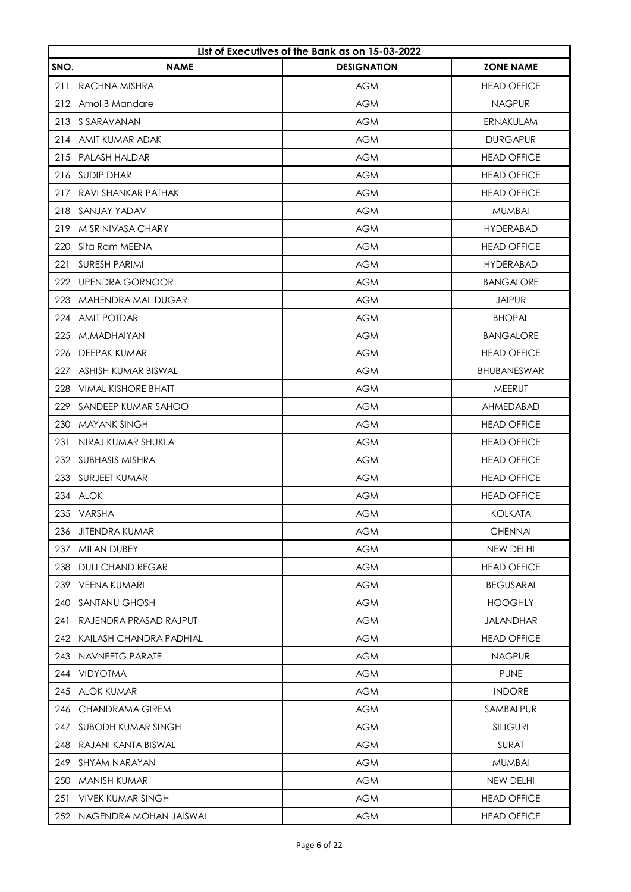| List of Executives of the Bank as on 15-03-2022 | | | |
|---|---|---|---|
| SNO. | NAME | DESIGNATION | ZONE NAME |
| 211 | RACHNA MISHRA | AGM | HEAD OFFICE |
| 212 | Amol B Mandare | AGM | NAGPUR |
| 213 | S SARAVANAN | AGM | ERNAKULAM |
| 214 | AMIT KUMAR ADAK | AGM | DURGAPUR |
| 215 | PALASH HALDAR | AGM | HEAD OFFICE |
| 216 | SUDIP DHAR | AGM | HEAD OFFICE |
| 217 | RAVI SHANKAR PATHAK | AGM | HEAD OFFICE |
| 218 | SANJAY YADAV | AGM | MUMBAI |
| 219 | M SRINIVASA CHARY | AGM | HYDERABAD |
| 220 | Sita Ram MEENA | AGM | HEAD OFFICE |
| 221 | SURESH PARIMI | AGM | HYDERABAD |
| 222 | UPENDRA GORNOOR | AGM | BANGALORE |
| 223 | MAHENDRA MAL DUGAR | AGM | JAIPUR |
| 224 | AMIT POTDAR | AGM | BHOPAL |
| 225 | M.MADHAIYAN | AGM | BANGALORE |
| 226 | DEEPAK KUMAR | AGM | HEAD OFFICE |
| 227 | ASHISH KUMAR BISWAL | AGM | BHUBANESWAR |
| 228 | VIMAL KISHORE BHATT | AGM | MEERUT |
| 229 | SANDEEP KUMAR SAHOO | AGM | AHMEDABAD |
| 230 | MAYANK SINGH | AGM | HEAD OFFICE |
| 231 | NIRAJ KUMAR SHUKLA | AGM | HEAD OFFICE |
| 232 | SUBHASIS MISHRA | AGM | HEAD OFFICE |
| 233 | SURJEET KUMAR | AGM | HEAD OFFICE |
| 234 | ALOK | AGM | HEAD OFFICE |
| 235 | VARSHA | AGM | KOLKATA |
| 236 | JITENDRA KUMAR | AGM | CHENNAI |
| 237 | MILAN DUBEY | AGM | NEW DELHI |
| 238 | DULI CHAND REGAR | AGM | HEAD OFFICE |
| 239 | VEENA KUMARI | AGM | BEGUSARAI |
| 240 | SANTANU GHOSH | AGM | HOOGHLY |
| 241 | RAJENDRA PRASAD RAJPUT | AGM | JALANDHAR |
| 242 | KAILASH CHANDRA PADHIAL | AGM | HEAD OFFICE |
| 243 | NAVNEETG.PARATE | AGM | NAGPUR |
| 244 | VIDYOTMA | AGM | PUNE |
| 245 | ALOK KUMAR | AGM | INDORE |
| 246 | CHANDRAMA GIREM | AGM | SAMBALPUR |
| 247 | SUBODH KUMAR SINGH | AGM | SILIGURI |
| 248 | RAJANI KANTA BISWAL | AGM | SURAT |
| 249 | SHYAM NARAYAN | AGM | MUMBAI |
| 250 | MANISH KUMAR | AGM | NEW DELHI |
| 251 | VIVEK KUMAR SINGH | AGM | HEAD OFFICE |
| 252 | NAGENDRA MOHAN JAISWAL | AGM | HEAD OFFICE |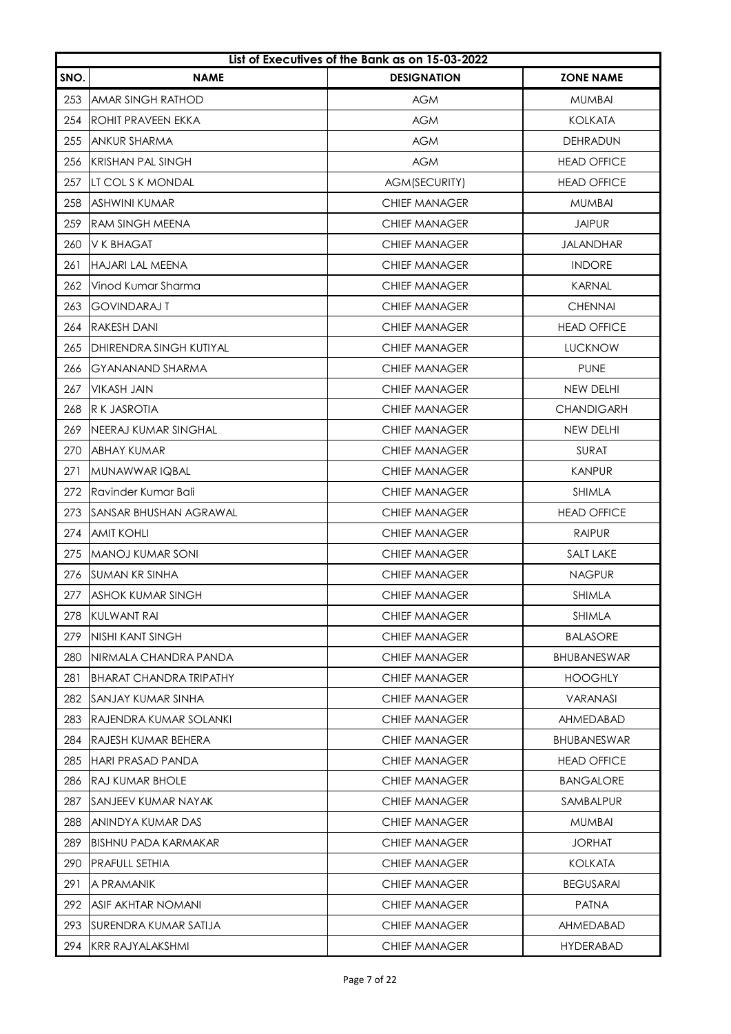| List of Executives of the Bank as on 15-03-2022 | | | |
|---|---|---|---|
| SNO. | NAME | DESIGNATION | ZONE NAME |
| 253 | AMAR SINGH RATHOD | AGM | MUMBAI |
| 254 | ROHIT PRAVEEN EKKA | AGM | KOLKATA |
| 255 | ANKUR SHARMA | AGM | DEHRADUN |
| 256 | KRISHAN PAL SINGH | AGM | HEAD OFFICE |
| 257 | LT COL S K MONDAL | AGM(SECURITY) | HEAD OFFICE |
| 258 | ASHWINI KUMAR | CHIEF MANAGER | MUMBAI |
| 259 | RAM SINGH MEENA | CHIEF MANAGER | JAIPUR |
| 260 | V K BHAGAT | CHIEF MANAGER | JALANDHAR |
| 261 | HAJARI LAL MEENA | CHIEF MANAGER | INDORE |
| 262 | Vinod Kumar Sharma | CHIEF MANAGER | KARNAL |
| 263 | GOVINDARAJ T | CHIEF MANAGER | CHENNAI |
| 264 | RAKESH DANI | CHIEF MANAGER | HEAD OFFICE |
| 265 | DHIRENDRA SINGH KUTIYAL | CHIEF MANAGER | LUCKNOW |
| 266 | GYANANAND SHARMA | CHIEF MANAGER | PUNE |
| 267 | VIKASH JAIN | CHIEF MANAGER | NEW DELHI |
| 268 | R K JASROTIA | CHIEF MANAGER | CHANDIGARH |
| 269 | NEERAJ KUMAR SINGHAL | CHIEF MANAGER | NEW DELHI |
| 270 | ABHAY KUMAR | CHIEF MANAGER | SURAT |
| 271 | MUNAWWAR IQBAL | CHIEF MANAGER | KANPUR |
| 272 | Ravinder Kumar Bali | CHIEF MANAGER | SHIMLA |
| 273 | SANSAR BHUSHAN AGRAWAL | CHIEF MANAGER | HEAD OFFICE |
| 274 | AMIT KOHLI | CHIEF MANAGER | RAIPUR |
| 275 | MANOJ KUMAR SONI | CHIEF MANAGER | SALT LAKE |
| 276 | SUMAN KR SINHA | CHIEF MANAGER | NAGPUR |
| 277 | ASHOK KUMAR SINGH | CHIEF MANAGER | SHIMLA |
| 278 | KULWANT RAI | CHIEF MANAGER | SHIMLA |
| 279 | NISHI KANT SINGH | CHIEF MANAGER | BALASORE |
| 280 | NIRMALA CHANDRA PANDA | CHIEF MANAGER | BHUBANESWAR |
| 281 | BHARAT CHANDRA TRIPATHY | CHIEF MANAGER | HOOGHLY |
| 282 | SANJAY KUMAR SINHA | CHIEF MANAGER | VARANASI |
| 283 | RAJENDRA KUMAR SOLANKI | CHIEF MANAGER | AHMEDABAD |
| 284 | RAJESH KUMAR BEHERA | CHIEF MANAGER | BHUBANESWAR |
| 285 | HARI PRASAD PANDA | CHIEF MANAGER | HEAD OFFICE |
| 286 | RAJ KUMAR BHOLE | CHIEF MANAGER | BANGALORE |
| 287 | SANJEEV KUMAR NAYAK | CHIEF MANAGER | SAMBALPUR |
| 288 | ANINDYA KUMAR DAS | CHIEF MANAGER | MUMBAI |
| 289 | BISHNU PADA KARMAKAR | CHIEF MANAGER | JORHAT |
| 290 | PRAFULL SETHIA | CHIEF MANAGER | KOLKATA |
| 291 | A PRAMANIK | CHIEF MANAGER | BEGUSARAI |
| 292 | ASIF AKHTAR NOMANI | CHIEF MANAGER | PATNA |
| 293 | SURENDRA KUMAR SATIJA | CHIEF MANAGER | AHMEDABAD |
| 294 | KRR RAJYALAKSHMI | CHIEF MANAGER | HYDERABAD |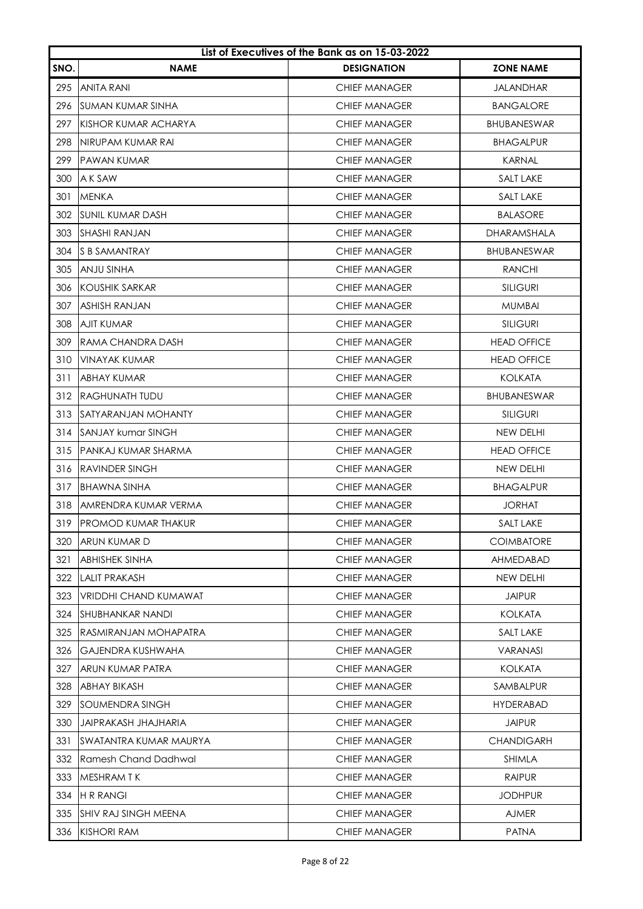| List of Executives of the Bank as on 15-03-2022 | | | |
|---|---|---|---|
| SNO. | NAME | DESIGNATION | ZONE NAME |
| 295 | ANITA RANI | CHIEF MANAGER | JALANDHAR |
| 296 | SUMAN KUMAR SINHA | CHIEF MANAGER | BANGALORE |
| 297 | KISHOR KUMAR ACHARYA | CHIEF MANAGER | BHUBANESWAR |
| 298 | NIRUPAM KUMAR RAI | CHIEF MANAGER | BHAGALPUR |
| 299 | PAWAN KUMAR | CHIEF MANAGER | KARNAL |
| 300 | A K SAW | CHIEF MANAGER | SALT LAKE |
| 301 | MENKA | CHIEF MANAGER | SALT LAKE |
| 302 | SUNIL KUMAR DASH | CHIEF MANAGER | BALASORE |
| 303 | SHASHI RANJAN | CHIEF MANAGER | DHARAMSHALA |
| 304 | S B SAMANTRAY | CHIEF MANAGER | BHUBANESWAR |
| 305 | ANJU SINHA | CHIEF MANAGER | RANCHI |
| 306 | KOUSHIK SARKAR | CHIEF MANAGER | SILIGURI |
| 307 | ASHISH RANJAN | CHIEF MANAGER | MUMBAI |
| 308 | AJIT KUMAR | CHIEF MANAGER | SILIGURI |
| 309 | RAMA CHANDRA DASH | CHIEF MANAGER | HEAD OFFICE |
| 310 | VINAYAK KUMAR | CHIEF MANAGER | HEAD OFFICE |
| 311 | ABHAY KUMAR | CHIEF MANAGER | KOLKATA |
| 312 | RAGHUNATH TUDU | CHIEF MANAGER | BHUBANESWAR |
| 313 | SATYARANJAN MOHANTY | CHIEF MANAGER | SILIGURI |
| 314 | SANJAY kumar SINGH | CHIEF MANAGER | NEW DELHI |
| 315 | PANKAJ KUMAR SHARMA | CHIEF MANAGER | HEAD OFFICE |
| 316 | RAVINDER SINGH | CHIEF MANAGER | NEW DELHI |
| 317 | BHAWNA SINHA | CHIEF MANAGER | BHAGALPUR |
| 318 | AMRENDRA KUMAR VERMA | CHIEF MANAGER | JORHAT |
| 319 | PROMOD KUMAR THAKUR | CHIEF MANAGER | SALT LAKE |
| 320 | ARUN KUMAR D | CHIEF MANAGER | COIMBATORE |
| 321 | ABHISHEK SINHA | CHIEF MANAGER | AHMEDABAD |
| 322 | LALIT PRAKASH | CHIEF MANAGER | NEW DELHI |
| 323 | VRIDDHI CHAND KUMAWAT | CHIEF MANAGER | JAIPUR |
| 324 | SHUBHANKAR NANDI | CHIEF MANAGER | KOLKATA |
| 325 | RASMIRANJAN MOHAPATRA | CHIEF MANAGER | SALT LAKE |
| 326 | GAJENDRA KUSHWAHA | CHIEF MANAGER | VARANASI |
| 327 | ARUN KUMAR PATRA | CHIEF MANAGER | KOLKATA |
| 328 | ABHAY BIKASH | CHIEF MANAGER | SAMBALPUR |
| 329 | SOUMENDRA SINGH | CHIEF MANAGER | HYDERABAD |
| 330 | JAIPRAKASH JHAJHARIA | CHIEF MANAGER | JAIPUR |
| 331 | SWATANTRA KUMAR MAURYA | CHIEF MANAGER | CHANDIGARH |
| 332 | Ramesh Chand Dadhwal | CHIEF MANAGER | SHIMLA |
| 333 | MESHRAM T K | CHIEF MANAGER | RAIPUR |
| 334 | H R RANGI | CHIEF MANAGER | JODHPUR |
| 335 | SHIV RAJ SINGH MEENA | CHIEF MANAGER | AJMER |
| 336 | KISHORI RAM | CHIEF MANAGER | PATNA |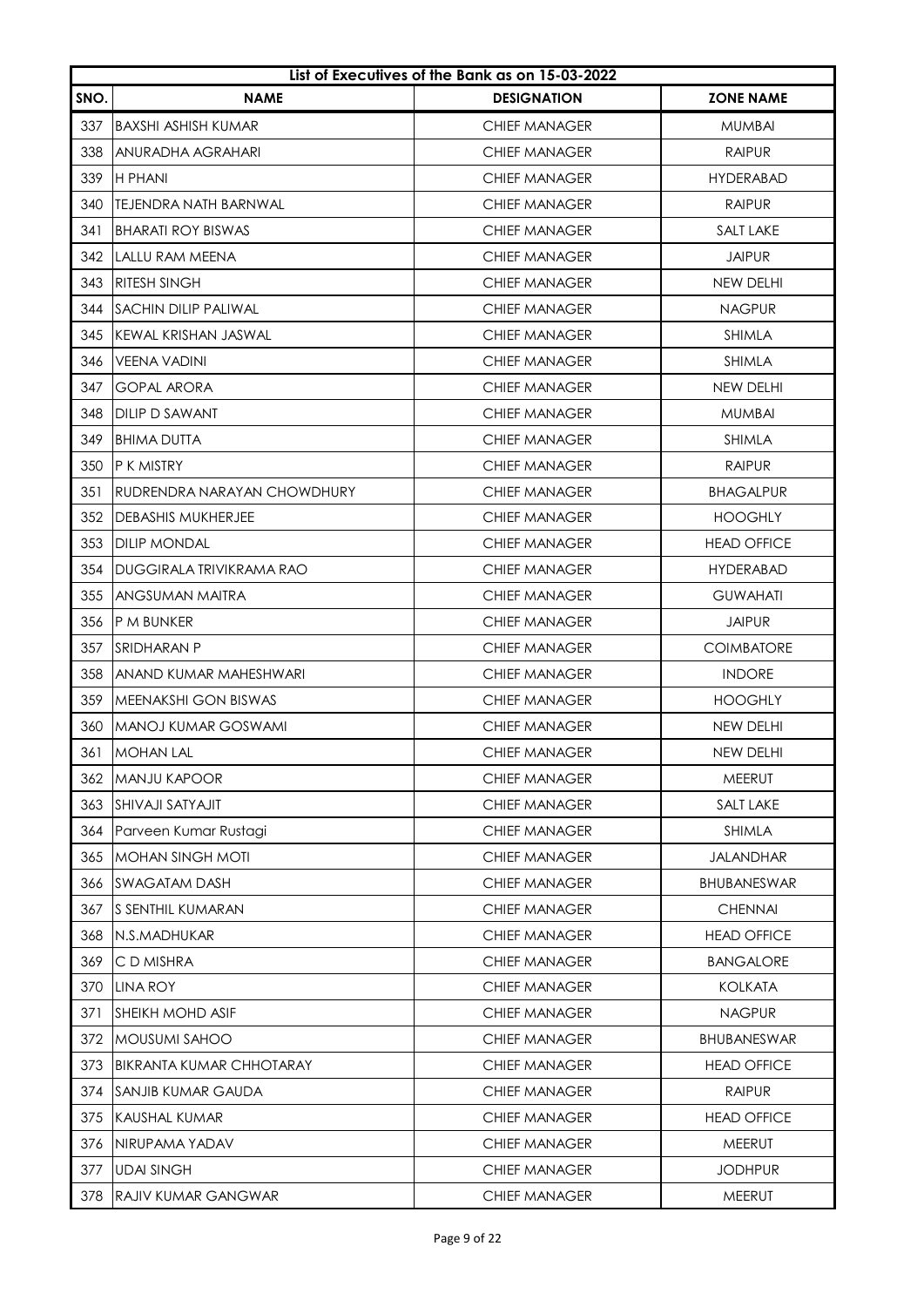| List of Executives of the Bank as on 15-03-2022 | | | |
|---|---|---|---|
| SNO. | NAME | DESIGNATION | ZONE NAME |
| 337 | BAXSHI ASHISH KUMAR | CHIEF MANAGER | MUMBAI |
| 338 | ANURADHA AGRAHARI | CHIEF MANAGER | RAIPUR |
| 339 | H PHANI | CHIEF MANAGER | HYDERABAD |
| 340 | TEJENDRA NATH BARNWAL | CHIEF MANAGER | RAIPUR |
| 341 | BHARATI ROY BISWAS | CHIEF MANAGER | SALT LAKE |
| 342 | LALLU RAM MEENA | CHIEF MANAGER | JAIPUR |
| 343 | RITESH SINGH | CHIEF MANAGER | NEW DELHI |
| 344 | SACHIN DILIP PALIWAL | CHIEF MANAGER | NAGPUR |
| 345 | KEWAL KRISHAN JASWAL | CHIEF MANAGER | SHIMLA |
| 346 | VEENA VADINI | CHIEF MANAGER | SHIMLA |
| 347 | GOPAL ARORA | CHIEF MANAGER | NEW DELHI |
| 348 | DILIP D SAWANT | CHIEF MANAGER | MUMBAI |
| 349 | BHIMA DUTTA | CHIEF MANAGER | SHIMLA |
| 350 | P K MISTRY | CHIEF MANAGER | RAIPUR |
| 351 | RUDRENDRA NARAYAN CHOWDHURY | CHIEF MANAGER | BHAGALPUR |
| 352 | DEBASHIS MUKHERJEE | CHIEF MANAGER | HOOGHLY |
| 353 | DILIP MONDAL | CHIEF MANAGER | HEAD OFFICE |
| 354 | DUGGIRALA TRIVIKRAMA RAO | CHIEF MANAGER | HYDERABAD |
| 355 | ANGSUMAN MAITRA | CHIEF MANAGER | GUWAHATI |
| 356 | P M BUNKER | CHIEF MANAGER | JAIPUR |
| 357 | SRIDHARAN P | CHIEF MANAGER | COIMBATORE |
| 358 | ANAND KUMAR MAHESHWARI | CHIEF MANAGER | INDORE |
| 359 | MEENAKSHI GON BISWAS | CHIEF MANAGER | HOOGHLY |
| 360 | MANOJ KUMAR GOSWAMI | CHIEF MANAGER | NEW DELHI |
| 361 | MOHAN LAL | CHIEF MANAGER | NEW DELHI |
| 362 | MANJU KAPOOR | CHIEF MANAGER | MEERUT |
| 363 | SHIVAJI SATYAJIT | CHIEF MANAGER | SALT LAKE |
| 364 | Parveen Kumar Rustagi | CHIEF MANAGER | SHIMLA |
| 365 | MOHAN SINGH MOTI | CHIEF MANAGER | JALANDHAR |
| 366 | SWAGATAM DASH | CHIEF MANAGER | BHUBANESWAR |
| 367 | S SENTHIL KUMARAN | CHIEF MANAGER | CHENNAI |
| 368 | N.S.MADHUKAR | CHIEF MANAGER | HEAD OFFICE |
| 369 | C D MISHRA | CHIEF MANAGER | BANGALORE |
| 370 | LINA ROY | CHIEF MANAGER | KOLKATA |
| 371 | SHEIKH MOHD ASIF | CHIEF MANAGER | NAGPUR |
| 372 | MOUSUMI SAHOO | CHIEF MANAGER | BHUBANESWAR |
| 373 | BIKRANTA KUMAR CHHOTARAY | CHIEF MANAGER | HEAD OFFICE |
| 374 | SANJIB KUMAR GAUDA | CHIEF MANAGER | RAIPUR |
| 375 | KAUSHAL KUMAR | CHIEF MANAGER | HEAD OFFICE |
| 376 | NIRUPAMA YADAV | CHIEF MANAGER | MEERUT |
| 377 | UDAI SINGH | CHIEF MANAGER | JODHPUR |
| 378 | RAJIV KUMAR GANGWAR | CHIEF MANAGER | MEERUT |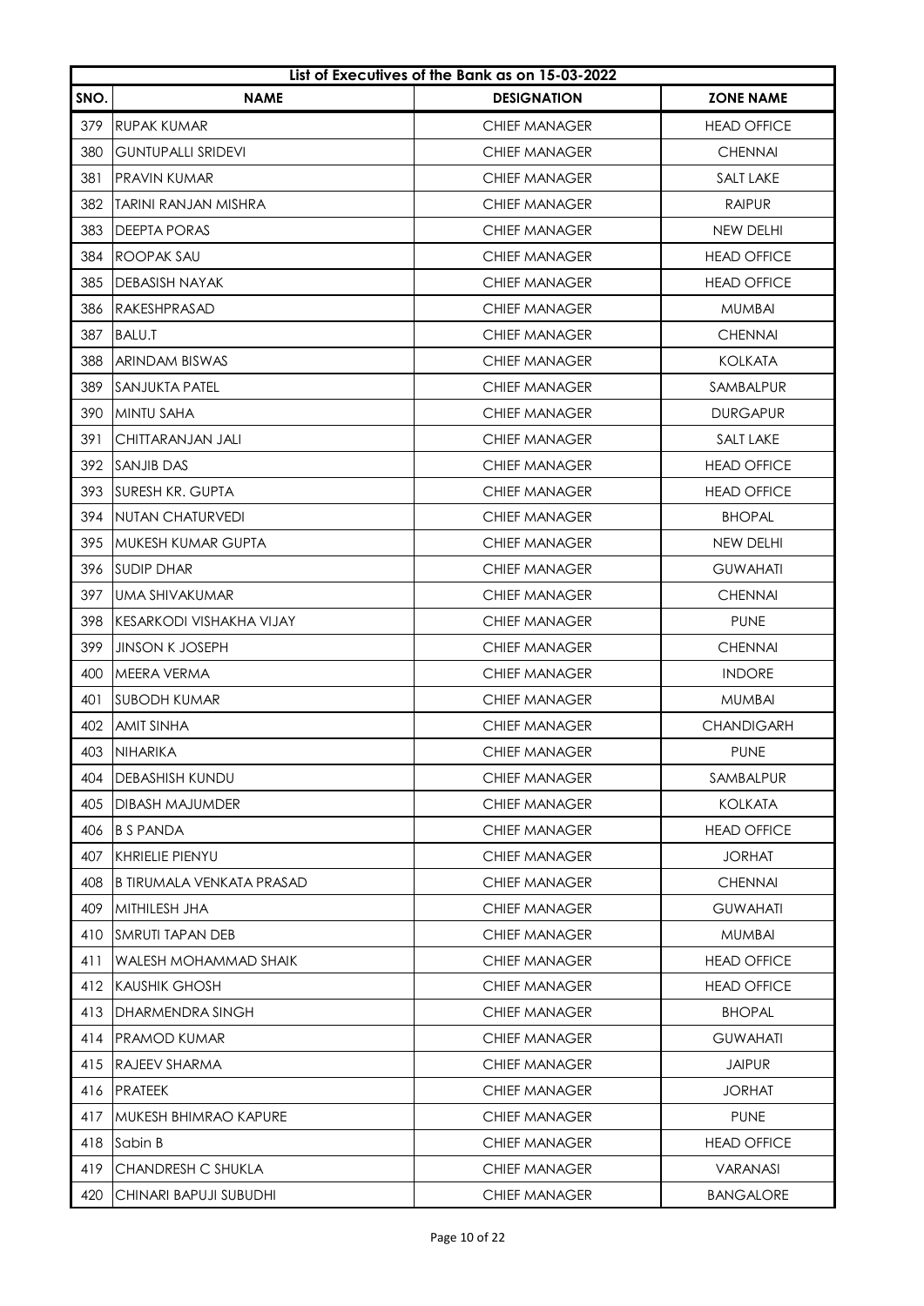| List of Executives of the Bank as on 15-03-2022 | | | |
|---|---|---|---|
| SNO. | NAME | DESIGNATION | ZONE NAME |
| 379 | RUPAK KUMAR | CHIEF MANAGER | HEAD OFFICE |
| 380 | GUNTUPALLI SRIDEVI | CHIEF MANAGER | CHENNAI |
| 381 | PRAVIN KUMAR | CHIEF MANAGER | SALT LAKE |
| 382 | TARINI RANJAN MISHRA | CHIEF MANAGER | RAIPUR |
| 383 | DEEPTA PORAS | CHIEF MANAGER | NEW DELHI |
| 384 | ROOPAK SAU | CHIEF MANAGER | HEAD OFFICE |
| 385 | DEBASISH NAYAK | CHIEF MANAGER | HEAD OFFICE |
| 386 | RAKESHPRASAD | CHIEF MANAGER | MUMBAI |
| 387 | BALU.T | CHIEF MANAGER | CHENNAI |
| 388 | ARINDAM BISWAS | CHIEF MANAGER | KOLKATA |
| 389 | SANJUKTA PATEL | CHIEF MANAGER | SAMBALPUR |
| 390 | MINTU SAHA | CHIEF MANAGER | DURGAPUR |
| 391 | CHITTARANJAN JALI | CHIEF MANAGER | SALT LAKE |
| 392 | SANJIB DAS | CHIEF MANAGER | HEAD OFFICE |
| 393 | SURESH KR. GUPTA | CHIEF MANAGER | HEAD OFFICE |
| 394 | NUTAN CHATURVEDI | CHIEF MANAGER | BHOPAL |
| 395 | MUKESH KUMAR GUPTA | CHIEF MANAGER | NEW DELHI |
| 396 | SUDIP DHAR | CHIEF MANAGER | GUWAHATI |
| 397 | UMA SHIVAKUMAR | CHIEF MANAGER | CHENNAI |
| 398 | KESARKODI VISHAKHA VIJAY | CHIEF MANAGER | PUNE |
| 399 | JINSON K JOSEPH | CHIEF MANAGER | CHENNAI |
| 400 | MEERA VERMA | CHIEF MANAGER | INDORE |
| 401 | SUBODH KUMAR | CHIEF MANAGER | MUMBAI |
| 402 | AMIT SINHA | CHIEF MANAGER | CHANDIGARH |
| 403 | NIHARIKA | CHIEF MANAGER | PUNE |
| 404 | DEBASHISH KUNDU | CHIEF MANAGER | SAMBALPUR |
| 405 | DIBASH MAJUMDER | CHIEF MANAGER | KOLKATA |
| 406 | B S PANDA | CHIEF MANAGER | HEAD OFFICE |
| 407 | KHRIELIE PIENYU | CHIEF MANAGER | JORHAT |
| 408 | B TIRUMALA VENKATA PRASAD | CHIEF MANAGER | CHENNAI |
| 409 | MITHILESH JHA | CHIEF MANAGER | GUWAHATI |
| 410 | SMRUTI TAPAN DEB | CHIEF MANAGER | MUMBAI |
| 411 | WALESH MOHAMMAD SHAIK | CHIEF MANAGER | HEAD OFFICE |
| 412 | KAUSHIK GHOSH | CHIEF MANAGER | HEAD OFFICE |
| 413 | DHARMENDRA SINGH | CHIEF MANAGER | BHOPAL |
| 414 | PRAMOD KUMAR | CHIEF MANAGER | GUWAHATI |
| 415 | RAJEEV SHARMA | CHIEF MANAGER | JAIPUR |
| 416 | PRATEEK | CHIEF MANAGER | JORHAT |
| 417 | MUKESH BHIMRAO KAPURE | CHIEF MANAGER | PUNE |
| 418 | Sabin B | CHIEF MANAGER | HEAD OFFICE |
| 419 | CHANDRESH C SHUKLA | CHIEF MANAGER | VARANASI |
| 420 | CHINARI BAPUJI SUBUDHI | CHIEF MANAGER | BANGALORE |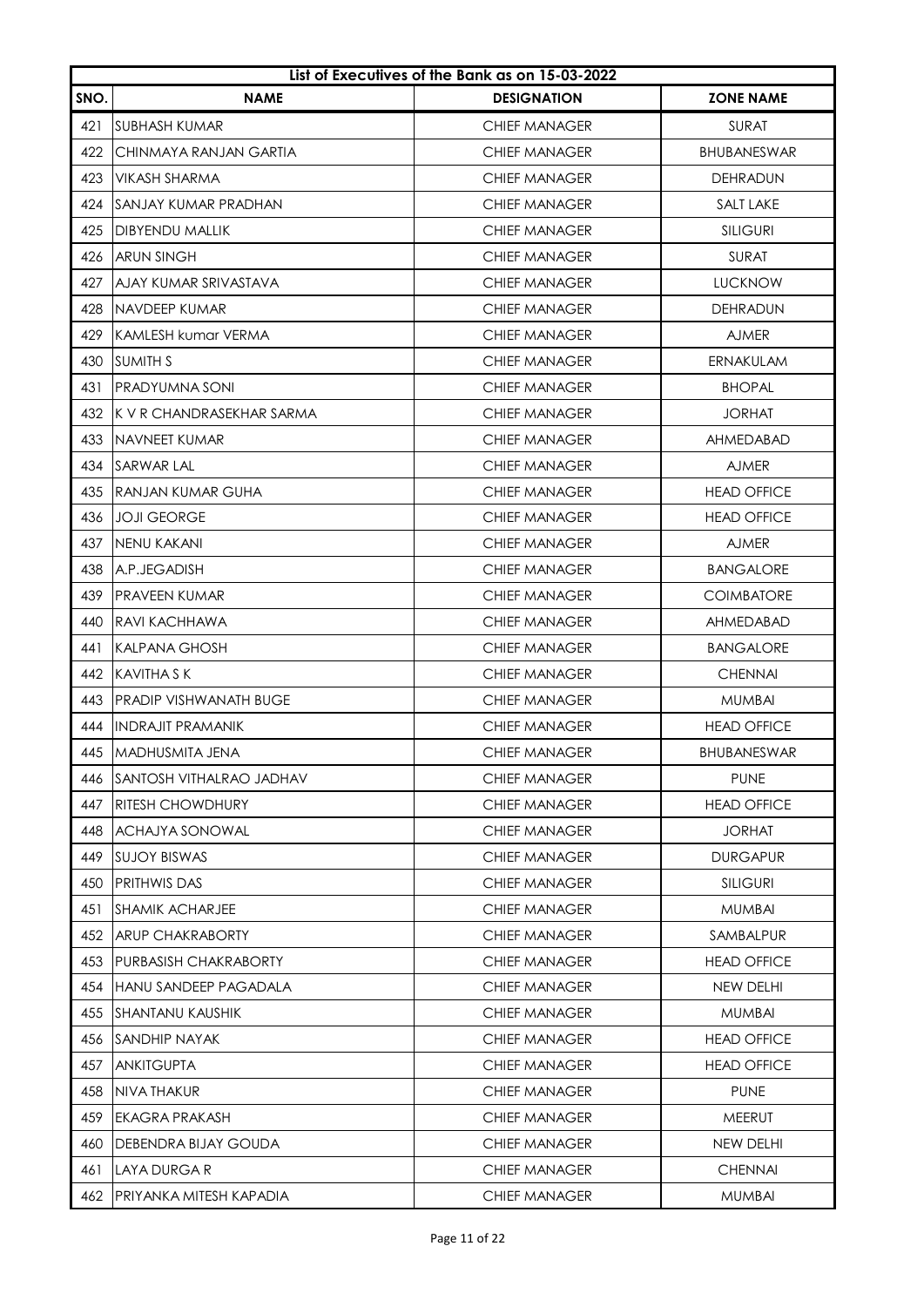| List of Executives of the Bank as on 15-03-2022 | | | |
|---|---|---|---|
| SNO. | NAME | DESIGNATION | ZONE NAME |
| 421 | SUBHASH KUMAR | CHIEF MANAGER | SURAT |
| 422 | CHINMAYA RANJAN GARTIA | CHIEF MANAGER | BHUBANESWAR |
| 423 | VIKASH SHARMA | CHIEF MANAGER | DEHRADUN |
| 424 | SANJAY KUMAR PRADHAN | CHIEF MANAGER | SALT LAKE |
| 425 | DIBYENDU MALLIK | CHIEF MANAGER | SILIGURI |
| 426 | ARUN SINGH | CHIEF MANAGER | SURAT |
| 427 | AJAY KUMAR SRIVASTAVA | CHIEF MANAGER | LUCKNOW |
| 428 | NAVDEEP KUMAR | CHIEF MANAGER | DEHRADUN |
| 429 | KAMLESH kumar VERMA | CHIEF MANAGER | AJMER |
| 430 | SUMITH S | CHIEF MANAGER | ERNAKULAM |
| 431 | PRADYUMNA SONI | CHIEF MANAGER | BHOPAL |
| 432 | K V R CHANDRASEKHAR SARMA | CHIEF MANAGER | JORHAT |
| 433 | NAVNEET KUMAR | CHIEF MANAGER | AHMEDABAD |
| 434 | SARWAR LAL | CHIEF MANAGER | AJMER |
| 435 | RANJAN KUMAR GUHA | CHIEF MANAGER | HEAD OFFICE |
| 436 | JOJI GEORGE | CHIEF MANAGER | HEAD OFFICE |
| 437 | NENU KAKANI | CHIEF MANAGER | AJMER |
| 438 | A.P.JEGADISH | CHIEF MANAGER | BANGALORE |
| 439 | PRAVEEN KUMAR | CHIEF MANAGER | COIMBATORE |
| 440 | RAVI KACHHAWA | CHIEF MANAGER | AHMEDABAD |
| 441 | KALPANA GHOSH | CHIEF MANAGER | BANGALORE |
| 442 | KAVITHA S K | CHIEF MANAGER | CHENNAI |
| 443 | PRADIP VISHWANATH BUGE | CHIEF MANAGER | MUMBAI |
| 444 | INDRAJIT PRAMANIK | CHIEF MANAGER | HEAD OFFICE |
| 445 | MADHUSMITA JENA | CHIEF MANAGER | BHUBANESWAR |
| 446 | SANTOSH VITHALRAO JADHAV | CHIEF MANAGER | PUNE |
| 447 | RITESH CHOWDHURY | CHIEF MANAGER | HEAD OFFICE |
| 448 | ACHAJYA SONOWAL | CHIEF MANAGER | JORHAT |
| 449 | SUJOY BISWAS | CHIEF MANAGER | DURGAPUR |
| 450 | PRITHWIS DAS | CHIEF MANAGER | SILIGURI |
| 451 | SHAMIK ACHARJEE | CHIEF MANAGER | MUMBAI |
| 452 | ARUP CHAKRABORTY | CHIEF MANAGER | SAMBALPUR |
| 453 | PURBASISH CHAKRABORTY | CHIEF MANAGER | HEAD OFFICE |
| 454 | HANU SANDEEP PAGADALA | CHIEF MANAGER | NEW DELHI |
| 455 | SHANTANU KAUSHIK | CHIEF MANAGER | MUMBAI |
| 456 | SANDHIP NAYAK | CHIEF MANAGER | HEAD OFFICE |
| 457 | ANKITGUPTA | CHIEF MANAGER | HEAD OFFICE |
| 458 | NIVA THAKUR | CHIEF MANAGER | PUNE |
| 459 | EKAGRA PRAKASH | CHIEF MANAGER | MEERUT |
| 460 | DEBENDRA BIJAY GOUDA | CHIEF MANAGER | NEW DELHI |
| 461 | LAYA DURGA R | CHIEF MANAGER | CHENNAI |
| 462 | PRIYANKA MITESH KAPADIA | CHIEF MANAGER | MUMBAI |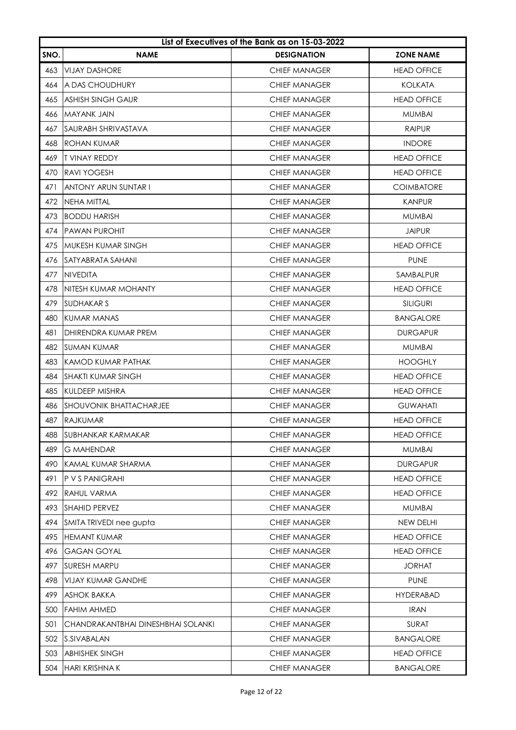| List of Executives of the Bank as on 15-03-2022 | | | |
|---|---|---|---|
| SNO. | NAME | DESIGNATION | ZONE NAME |
| 463 | VIJAY DASHORE | CHIEF MANAGER | HEAD OFFICE |
| 464 | A DAS CHOUDHURY | CHIEF MANAGER | KOLKATA |
| 465 | ASHISH SINGH GAUR | CHIEF MANAGER | HEAD OFFICE |
| 466 | MAYANK JAIN | CHIEF MANAGER | MUMBAI |
| 467 | SAURABH SHRIVASTAVA | CHIEF MANAGER | RAIPUR |
| 468 | ROHAN KUMAR | CHIEF MANAGER | INDORE |
| 469 | T VINAY REDDY | CHIEF MANAGER | HEAD OFFICE |
| 470 | RAVI YOGESH | CHIEF MANAGER | HEAD OFFICE |
| 471 | ANTONY ARUN SUNTAR I | CHIEF MANAGER | COIMBATORE |
| 472 | NEHA MITTAL | CHIEF MANAGER | KANPUR |
| 473 | BODDU HARISH | CHIEF MANAGER | MUMBAI |
| 474 | PAWAN PUROHIT | CHIEF MANAGER | JAIPUR |
| 475 | MUKESH KUMAR SINGH | CHIEF MANAGER | HEAD OFFICE |
| 476 | SATYABRATA SAHANI | CHIEF MANAGER | PUNE |
| 477 | NIVEDITA | CHIEF MANAGER | SAMBALPUR |
| 478 | NITESH KUMAR MOHANTY | CHIEF MANAGER | HEAD OFFICE |
| 479 | SUDHAKAR S | CHIEF MANAGER | SILIGURI |
| 480 | KUMAR MANAS | CHIEF MANAGER | BANGALORE |
| 481 | DHIRENDRA KUMAR PREM | CHIEF MANAGER | DURGAPUR |
| 482 | SUMAN KUMAR | CHIEF MANAGER | MUMBAI |
| 483 | KAMOD KUMAR PATHAK | CHIEF MANAGER | HOOGHLY |
| 484 | SHAKTI KUMAR SINGH | CHIEF MANAGER | HEAD OFFICE |
| 485 | KULDEEP MISHRA | CHIEF MANAGER | HEAD OFFICE |
| 486 | SHOUVONIK BHATTACHARJEE | CHIEF MANAGER | GUWAHATI |
| 487 | RAJKUMAR | CHIEF MANAGER | HEAD OFFICE |
| 488 | SUBHANKAR KARMAKAR | CHIEF MANAGER | HEAD OFFICE |
| 489 | G MAHENDAR | CHIEF MANAGER | MUMBAI |
| 490 | KAMAL KUMAR SHARMA | CHIEF MANAGER | DURGAPUR |
| 491 | P V S PANIGRAHI | CHIEF MANAGER | HEAD OFFICE |
| 492 | RAHUL VARMA | CHIEF MANAGER | HEAD OFFICE |
| 493 | SHAHID PERVEZ | CHIEF MANAGER | MUMBAI |
| 494 | SMITA TRIVEDI nee gupta | CHIEF MANAGER | NEW DELHI |
| 495 | HEMANT KUMAR | CHIEF MANAGER | HEAD OFFICE |
| 496 | GAGAN GOYAL | CHIEF MANAGER | HEAD OFFICE |
| 497 | SURESH MARPU | CHIEF MANAGER | JORHAT |
| 498 | VIJAY KUMAR GANDHE | CHIEF MANAGER | PUNE |
| 499 | ASHOK BAKKA | CHIEF MANAGER | HYDERABAD |
| 500 | FAHIM AHMED | CHIEF MANAGER | IRAN |
| 501 | CHANDRAKANTBHAI DINESHBHAI SOLANKI | CHIEF MANAGER | SURAT |
| 502 | S.SIVABALAN | CHIEF MANAGER | BANGALORE |
| 503 | ABHISHEK SINGH | CHIEF MANAGER | HEAD OFFICE |
| 504 | HARI KRISHNA K | CHIEF MANAGER | BANGALORE |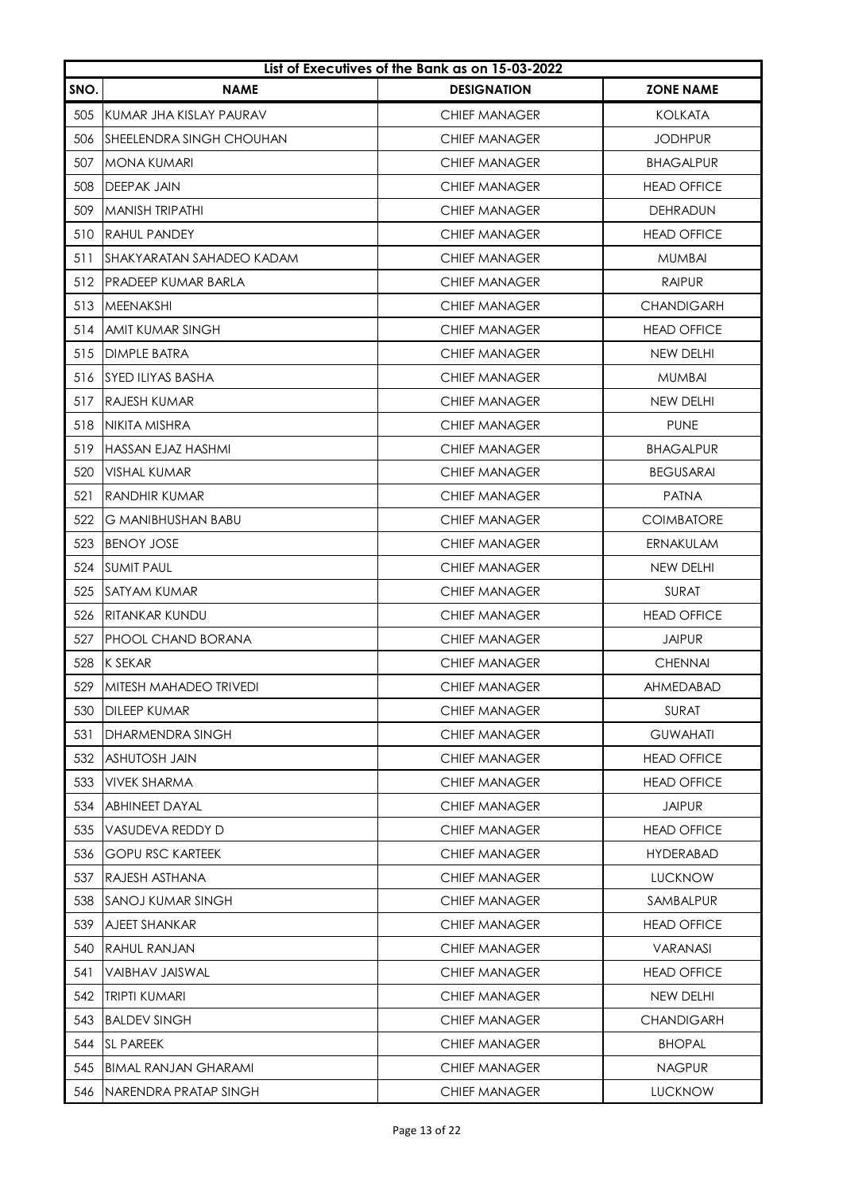| List of Executives of the Bank as on 15-03-2022 | | | |
|---|---|---|---|
| SNO. | NAME | DESIGNATION | ZONE NAME |
| 505 | KUMAR JHA KISLAY PAURAV | CHIEF MANAGER | KOLKATA |
| 506 | SHEELENDRA SINGH CHOUHAN | CHIEF MANAGER | JODHPUR |
| 507 | MONA KUMARI | CHIEF MANAGER | BHAGALPUR |
| 508 | DEEPAK JAIN | CHIEF MANAGER | HEAD OFFICE |
| 509 | MANISH TRIPATHI | CHIEF MANAGER | DEHRADUN |
| 510 | RAHUL PANDEY | CHIEF MANAGER | HEAD OFFICE |
| 511 | SHAKYARATAN SAHADEO KADAM | CHIEF MANAGER | MUMBAI |
| 512 | PRADEEP KUMAR BARLA | CHIEF MANAGER | RAIPUR |
| 513 | MEENAKSHI | CHIEF MANAGER | CHANDIGARH |
| 514 | AMIT KUMAR SINGH | CHIEF MANAGER | HEAD OFFICE |
| 515 | DIMPLE BATRA | CHIEF MANAGER | NEW DELHI |
| 516 | SYED ILIYAS BASHA | CHIEF MANAGER | MUMBAI |
| 517 | RAJESH KUMAR | CHIEF MANAGER | NEW DELHI |
| 518 | NIKITA MISHRA | CHIEF MANAGER | PUNE |
| 519 | HASSAN EJAZ HASHMI | CHIEF MANAGER | BHAGALPUR |
| 520 | VISHAL KUMAR | CHIEF MANAGER | BEGUSARAI |
| 521 | RANDHIR KUMAR | CHIEF MANAGER | PATNA |
| 522 | G MANIBHUSHAN BABU | CHIEF MANAGER | COIMBATORE |
| 523 | BENOY JOSE | CHIEF MANAGER | ERNAKULAM |
| 524 | SUMIT PAUL | CHIEF MANAGER | NEW DELHI |
| 525 | SATYAM KUMAR | CHIEF MANAGER | SURAT |
| 526 | RITANKAR KUNDU | CHIEF MANAGER | HEAD OFFICE |
| 527 | PHOOL CHAND BORANA | CHIEF MANAGER | JAIPUR |
| 528 | K SEKAR | CHIEF MANAGER | CHENNAI |
| 529 | MITESH MAHADEO TRIVEDI | CHIEF MANAGER | AHMEDABAD |
| 530 | DILEEP KUMAR | CHIEF MANAGER | SURAT |
| 531 | DHARMENDRA SINGH | CHIEF MANAGER | GUWAHATI |
| 532 | ASHUTOSH JAIN | CHIEF MANAGER | HEAD OFFICE |
| 533 | VIVEK SHARMA | CHIEF MANAGER | HEAD OFFICE |
| 534 | ABHINEET DAYAL | CHIEF MANAGER | JAIPUR |
| 535 | VASUDEVA REDDY D | CHIEF MANAGER | HEAD OFFICE |
| 536 | GOPU RSC KARTEEK | CHIEF MANAGER | HYDERABAD |
| 537 | RAJESH ASTHANA | CHIEF MANAGER | LUCKNOW |
| 538 | SANOJ KUMAR SINGH | CHIEF MANAGER | SAMBALPUR |
| 539 | AJEET SHANKAR | CHIEF MANAGER | HEAD OFFICE |
| 540 | RAHUL RANJAN | CHIEF MANAGER | VARANASI |
| 541 | VAIBHAV JAISWAL | CHIEF MANAGER | HEAD OFFICE |
| 542 | TRIPTI KUMARI | CHIEF MANAGER | NEW DELHI |
| 543 | BALDEV SINGH | CHIEF MANAGER | CHANDIGARH |
| 544 | SL PAREEK | CHIEF MANAGER | BHOPAL |
| 545 | BIMAL RANJAN GHARAMI | CHIEF MANAGER | NAGPUR |
| 546 | NARENDRA PRATAP SINGH | CHIEF MANAGER | LUCKNOW |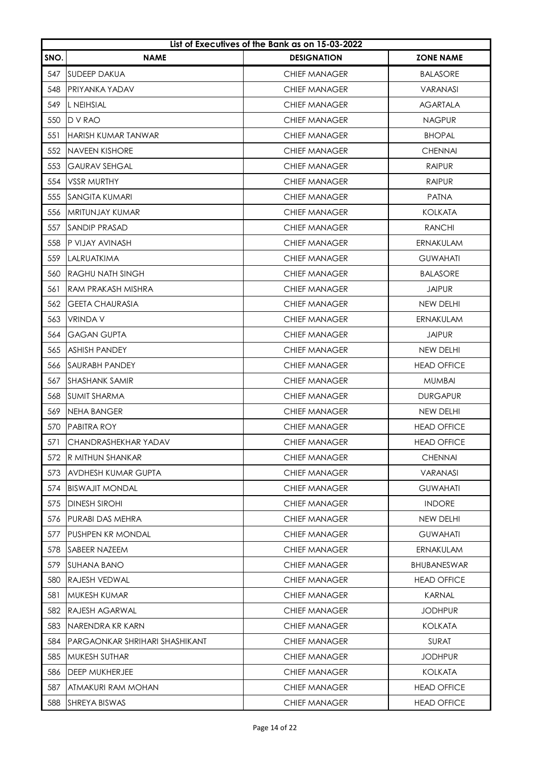| List of Executives of the Bank as on 15-03-2022 | | | |
|---|---|---|---|
| **SNO.** | **NAME** | **DESIGNATION** | **ZONE NAME** |
| 547 | SUDEEP DAKUA | CHIEF MANAGER | BALASORE |
| 548 | PRIYANKA YADAV | CHIEF MANAGER | VARANASI |
| 549 | L NEIHSIAL | CHIEF MANAGER | AGARTALA |
| 550 | D V RAO | CHIEF MANAGER | NAGPUR |
| 551 | HARISH KUMAR TANWAR | CHIEF MANAGER | BHOPAL |
| 552 | NAVEEN KISHORE | CHIEF MANAGER | CHENNAI |
| 553 | GAURAV SEHGAL | CHIEF MANAGER | RAIPUR |
| 554 | VSSR MURTHY | CHIEF MANAGER | RAIPUR |
| 555 | SANGITA KUMARI | CHIEF MANAGER | PATNA |
| 556 | MRITUNJAY KUMAR | CHIEF MANAGER | KOLKATA |
| 557 | SANDIP PRASAD | CHIEF MANAGER | RANCHI |
| 558 | P VIJAY AVINASH | CHIEF MANAGER | ERNAKULAM |
| 559 | LALRUATKIMA | CHIEF MANAGER | GUWAHATI |
| 560 | RAGHU NATH SINGH | CHIEF MANAGER | BALASORE |
| 561 | RAM PRAKASH MISHRA | CHIEF MANAGER | JAIPUR |
| 562 | GEETA CHAURASIA | CHIEF MANAGER | NEW DELHI |
| 563 | VRINDA V | CHIEF MANAGER | ERNAKULAM |
| 564 | GAGAN GUPTA | CHIEF MANAGER | JAIPUR |
| 565 | ASHISH PANDEY | CHIEF MANAGER | NEW DELHI |
| 566 | SAURABH PANDEY | CHIEF MANAGER | HEAD OFFICE |
| 567 | SHASHANK SAMIR | CHIEF MANAGER | MUMBAI |
| 568 | SUMIT SHARMA | CHIEF MANAGER | DURGAPUR |
| 569 | NEHA BANGER | CHIEF MANAGER | NEW DELHI |
| 570 | PABITRA ROY | CHIEF MANAGER | HEAD OFFICE |
| 571 | CHANDRASHEKHAR YADAV | CHIEF MANAGER | HEAD OFFICE |
| 572 | R MITHUN SHANKAR | CHIEF MANAGER | CHENNAI |
| 573 | AVDHESH KUMAR GUPTA | CHIEF MANAGER | VARANASI |
| 574 | BISWAJIT MONDAL | CHIEF MANAGER | GUWAHATI |
| 575 | DINESH SIROHI | CHIEF MANAGER | INDORE |
| 576 | PURABI DAS MEHRA | CHIEF MANAGER | NEW DELHI |
| 577 | PUSHPEN KR MONDAL | CHIEF MANAGER | GUWAHATI |
| 578 | SABEER NAZEEM | CHIEF MANAGER | ERNAKULAM |
| 579 | SUHANA BANO | CHIEF MANAGER | BHUBANESWAR |
| 580 | RAJESH VEDWAL | CHIEF MANAGER | HEAD OFFICE |
| 581 | MUKESH KUMAR | CHIEF MANAGER | KARNAL |
| 582 | RAJESH AGARWAL | CHIEF MANAGER | JODHPUR |
| 583 | NARENDRA KR KARN | CHIEF MANAGER | KOLKATA |
| 584 | PARGAONKAR SHRIHARI SHASHIKANT | CHIEF MANAGER | SURAT |
| 585 | MUKESH SUTHAR | CHIEF MANAGER | JODHPUR |
| 586 | DEEP MUKHERJEE | CHIEF MANAGER | KOLKATA |
| 587 | ATMAKURI RAM MOHAN | CHIEF MANAGER | HEAD OFFICE |
| 588 | SHREYA BISWAS | CHIEF MANAGER | HEAD OFFICE |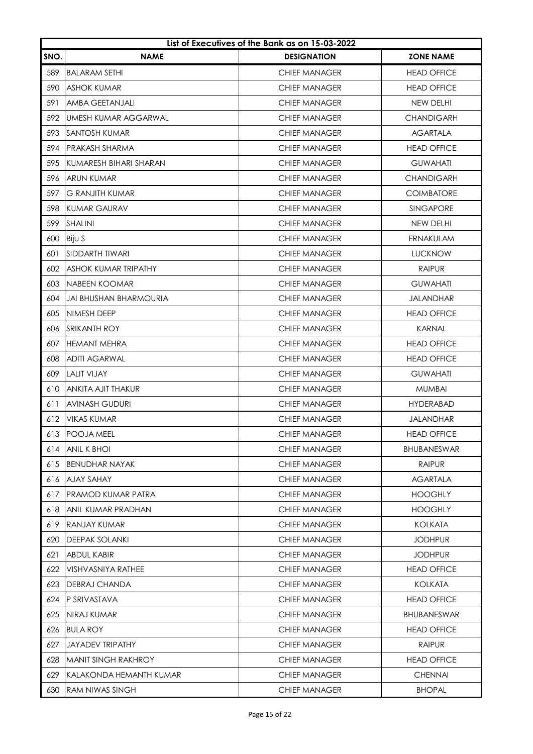| List of Executives of the Bank as on 15-03-2022 | | | |
|---|---|---|---|
| SNO. | NAME | DESIGNATION | ZONE NAME |
| 589 | BALARAM SETHI | CHIEF MANAGER | HEAD OFFICE |
| 590 | ASHOK KUMAR | CHIEF MANAGER | HEAD OFFICE |
| 591 | AMBA GEETANJALI | CHIEF MANAGER | NEW DELHI |
| 592 | UMESH KUMAR AGGARWAL | CHIEF MANAGER | CHANDIGARH |
| 593 | SANTOSH KUMAR | CHIEF MANAGER | AGARTALA |
| 594 | PRAKASH SHARMA | CHIEF MANAGER | HEAD OFFICE |
| 595 | KUMARESH BIHARI SHARAN | CHIEF MANAGER | GUWAHATI |
| 596 | ARUN KUMAR | CHIEF MANAGER | CHANDIGARH |
| 597 | G RANJITH KUMAR | CHIEF MANAGER | COIMBATORE |
| 598 | KUMAR GAURAV | CHIEF MANAGER | SINGAPORE |
| 599 | SHALINI | CHIEF MANAGER | NEW DELHI |
| 600 | Biju S | CHIEF MANAGER | ERNAKULAM |
| 601 | SIDDARTH TIWARI | CHIEF MANAGER | LUCKNOW |
| 602 | ASHOK KUMAR TRIPATHY | CHIEF MANAGER | RAIPUR |
| 603 | NABEEN KOOMAR | CHIEF MANAGER | GUWAHATI |
| 604 | JAI BHUSHAN BHARMOURIA | CHIEF MANAGER | JALANDHAR |
| 605 | NIMESH DEEP | CHIEF MANAGER | HEAD OFFICE |
| 606 | SRIKANTH ROY | CHIEF MANAGER | KARNAL |
| 607 | HEMANT MEHRA | CHIEF MANAGER | HEAD OFFICE |
| 608 | ADITI AGARWAL | CHIEF MANAGER | HEAD OFFICE |
| 609 | LALIT VIJAY | CHIEF MANAGER | GUWAHATI |
| 610 | ANKITA AJIT THAKUR | CHIEF MANAGER | MUMBAI |
| 611 | AVINASH GUDURI | CHIEF MANAGER | HYDERABAD |
| 612 | VIKAS KUMAR | CHIEF MANAGER | JALANDHAR |
| 613 | POOJA MEEL | CHIEF MANAGER | HEAD OFFICE |
| 614 | ANIL K BHOI | CHIEF MANAGER | BHUBANESWAR |
| 615 | BENUDHAR NAYAK | CHIEF MANAGER | RAIPUR |
| 616 | AJAY SAHAY | CHIEF MANAGER | AGARTALA |
| 617 | PRAMOD KUMAR PATRA | CHIEF MANAGER | HOOGHLY |
| 618 | ANIL KUMAR PRADHAN | CHIEF MANAGER | HOOGHLY |
| 619 | RANJAY KUMAR | CHIEF MANAGER | KOLKATA |
| 620 | DEEPAK SOLANKI | CHIEF MANAGER | JODHPUR |
| 621 | ABDUL KABIR | CHIEF MANAGER | JODHPUR |
| 622 | VISHVASNIYA RATHEE | CHIEF MANAGER | HEAD OFFICE |
| 623 | DEBRAJ CHANDA | CHIEF MANAGER | KOLKATA |
| 624 | P SRIVASTAVA | CHIEF MANAGER | HEAD OFFICE |
| 625 | NIRAJ KUMAR | CHIEF MANAGER | BHUBANESWAR |
| 626 | BULA ROY | CHIEF MANAGER | HEAD OFFICE |
| 627 | JAYADEV TRIPATHY | CHIEF MANAGER | RAIPUR |
| 628 | MANIT SINGH RAKHROY | CHIEF MANAGER | HEAD OFFICE |
| 629 | KALAKONDA HEMANTH KUMAR | CHIEF MANAGER | CHENNAI |
| 630 | RAM NIWAS SINGH | CHIEF MANAGER | BHOPAL |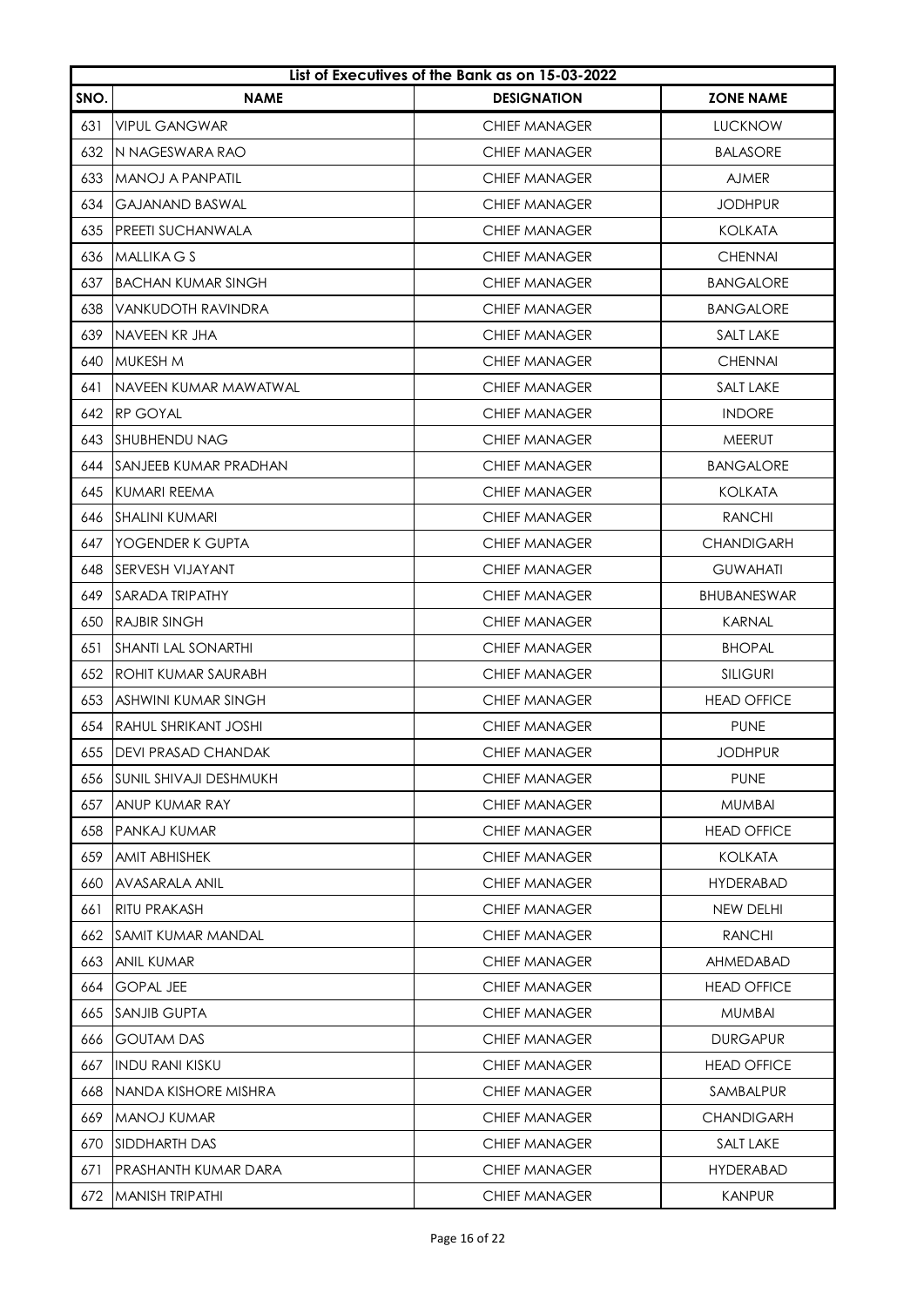| List of Executives of the Bank as on 15-03-2022 | | | |
|---|---|---|---|
| SNO. | NAME | DESIGNATION | ZONE NAME |
| 631 | VIPUL GANGWAR | CHIEF MANAGER | LUCKNOW |
| 632 | N NAGESWARA RAO | CHIEF MANAGER | BALASORE |
| 633 | MANOJ A PANPATIL | CHIEF MANAGER | AJMER |
| 634 | GAJANAND BASWAL | CHIEF MANAGER | JODHPUR |
| 635 | PREETI SUCHANWALA | CHIEF MANAGER | KOLKATA |
| 636 | MALLIKA G S | CHIEF MANAGER | CHENNAI |
| 637 | BACHAN KUMAR SINGH | CHIEF MANAGER | BANGALORE |
| 638 | VANKUDOTH RAVINDRA | CHIEF MANAGER | BANGALORE |
| 639 | NAVEEN KR JHA | CHIEF MANAGER | SALT LAKE |
| 640 | MUKESH M | CHIEF MANAGER | CHENNAI |
| 641 | NAVEEN KUMAR MAWATWAL | CHIEF MANAGER | SALT LAKE |
| 642 | RP GOYAL | CHIEF MANAGER | INDORE |
| 643 | SHUBHENDU NAG | CHIEF MANAGER | MEERUT |
| 644 | SANJEEB KUMAR PRADHAN | CHIEF MANAGER | BANGALORE |
| 645 | KUMARI REEMA | CHIEF MANAGER | KOLKATA |
| 646 | SHALINI KUMARI | CHIEF MANAGER | RANCHI |
| 647 | YOGENDER K GUPTA | CHIEF MANAGER | CHANDIGARH |
| 648 | SERVESH VIJAYANT | CHIEF MANAGER | GUWAHATI |
| 649 | SARADA TRIPATHY | CHIEF MANAGER | BHUBANESWAR |
| 650 | RAJBIR SINGH | CHIEF MANAGER | KARNAL |
| 651 | SHANTI LAL SONARTHI | CHIEF MANAGER | BHOPAL |
| 652 | ROHIT KUMAR SAURABH | CHIEF MANAGER | SILIGURI |
| 653 | ASHWINI KUMAR SINGH | CHIEF MANAGER | HEAD OFFICE |
| 654 | RAHUL SHRIKANT JOSHI | CHIEF MANAGER | PUNE |
| 655 | DEVI PRASAD CHANDAK | CHIEF MANAGER | JODHPUR |
| 656 | SUNIL SHIVAJI DESHMUKH | CHIEF MANAGER | PUNE |
| 657 | ANUP KUMAR RAY | CHIEF MANAGER | MUMBAI |
| 658 | PANKAJ KUMAR | CHIEF MANAGER | HEAD OFFICE |
| 659 | AMIT ABHISHEK | CHIEF MANAGER | KOLKATA |
| 660 | AVASARALA ANIL | CHIEF MANAGER | HYDERABAD |
| 661 | RITU PRAKASH | CHIEF MANAGER | NEW DELHI |
| 662 | SAMIT KUMAR MANDAL | CHIEF MANAGER | RANCHI |
| 663 | ANIL KUMAR | CHIEF MANAGER | AHMEDABAD |
| 664 | GOPAL JEE | CHIEF MANAGER | HEAD OFFICE |
| 665 | SANJIB GUPTA | CHIEF MANAGER | MUMBAI |
| 666 | GOUTAM DAS | CHIEF MANAGER | DURGAPUR |
| 667 | INDU RANI KISKU | CHIEF MANAGER | HEAD OFFICE |
| 668 | NANDA KISHORE MISHRA | CHIEF MANAGER | SAMBALPUR |
| 669 | MANOJ KUMAR | CHIEF MANAGER | CHANDIGARH |
| 670 | SIDDHARTH DAS | CHIEF MANAGER | SALT LAKE |
| 671 | PRASHANTH KUMAR DARA | CHIEF MANAGER | HYDERABAD |
| 672 | MANISH TRIPATHI | CHIEF MANAGER | KANPUR |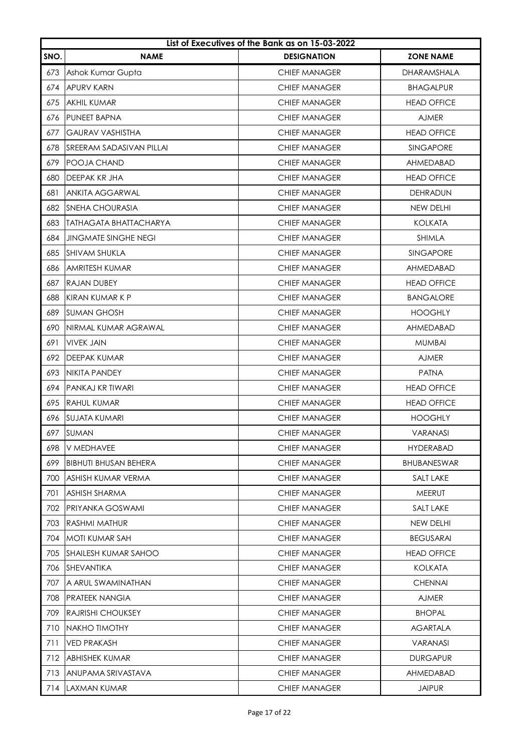| List of Executives of the Bank as on 15-03-2022 | | | |
|---|---|---|---|
| SNO. | NAME | DESIGNATION | ZONE NAME |
| 673 | Ashok Kumar Gupta | CHIEF MANAGER | DHARAMSHALA |
| 674 | APURV KARN | CHIEF MANAGER | BHAGALPUR |
| 675 | AKHIL KUMAR | CHIEF MANAGER | HEAD OFFICE |
| 676 | PUNEET BAPNA | CHIEF MANAGER | AJMER |
| 677 | GAURAV VASHISTHA | CHIEF MANAGER | HEAD OFFICE |
| 678 | SREERAM SADASIVAN PILLAI | CHIEF MANAGER | SINGAPORE |
| 679 | POOJA CHAND | CHIEF MANAGER | AHMEDABAD |
| 680 | DEEPAK KR JHA | CHIEF MANAGER | HEAD OFFICE |
| 681 | ANKITA AGGARWAL | CHIEF MANAGER | DEHRADUN |
| 682 | SNEHA CHOURASIA | CHIEF MANAGER | NEW DELHI |
| 683 | TATHAGATA BHATTACHARYA | CHIEF MANAGER | KOLKATA |
| 684 | JINGMATE SINGHE NEGI | CHIEF MANAGER | SHIMLA |
| 685 | SHIVAM SHUKLA | CHIEF MANAGER | SINGAPORE |
| 686 | AMRITESH KUMAR | CHIEF MANAGER | AHMEDABAD |
| 687 | RAJAN DUBEY | CHIEF MANAGER | HEAD OFFICE |
| 688 | KIRAN KUMAR K P | CHIEF MANAGER | BANGALORE |
| 689 | SUMAN GHOSH | CHIEF MANAGER | HOOGHLY |
| 690 | NIRMAL KUMAR AGRAWAL | CHIEF MANAGER | AHMEDABAD |
| 691 | VIVEK JAIN | CHIEF MANAGER | MUMBAI |
| 692 | DEEPAK KUMAR | CHIEF MANAGER | AJMER |
| 693 | NIKITA PANDEY | CHIEF MANAGER | PATNA |
| 694 | PANKAJ KR TIWARI | CHIEF MANAGER | HEAD OFFICE |
| 695 | RAHUL KUMAR | CHIEF MANAGER | HEAD OFFICE |
| 696 | SUJATA KUMARI | CHIEF MANAGER | HOOGHLY |
| 697 | SUMAN | CHIEF MANAGER | VARANASI |
| 698 | V MEDHAVEE | CHIEF MANAGER | HYDERABAD |
| 699 | BIBHUTI BHUSAN BEHERA | CHIEF MANAGER | BHUBANESWAR |
| 700 | ASHISH KUMAR VERMA | CHIEF MANAGER | SALT LAKE |
| 701 | ASHISH SHARMA | CHIEF MANAGER | MEERUT |
| 702 | PRIYANKA GOSWAMI | CHIEF MANAGER | SALT LAKE |
| 703 | RASHMI MATHUR | CHIEF MANAGER | NEW DELHI |
| 704 | MOTI KUMAR SAH | CHIEF MANAGER | BEGUSARAI |
| 705 | SHAILESH KUMAR SAHOO | CHIEF MANAGER | HEAD OFFICE |
| 706 | SHEVANTIKA | CHIEF MANAGER | KOLKATA |
| 707 | A ARUL SWAMINATHAN | CHIEF MANAGER | CHENNAI |
| 708 | PRATEEK NANGIA | CHIEF MANAGER | AJMER |
| 709 | RAJRISHI CHOUKSEY | CHIEF MANAGER | BHOPAL |
| 710 | NAKHO TIMOTHY | CHIEF MANAGER | AGARTALA |
| 711 | VED PRAKASH | CHIEF MANAGER | VARANASI |
| 712 | ABHISHEK KUMAR | CHIEF MANAGER | DURGAPUR |
| 713 | ANUPAMA SRIVASTAVA | CHIEF MANAGER | AHMEDABAD |
| 714 | LAXMAN KUMAR | CHIEF MANAGER | JAIPUR |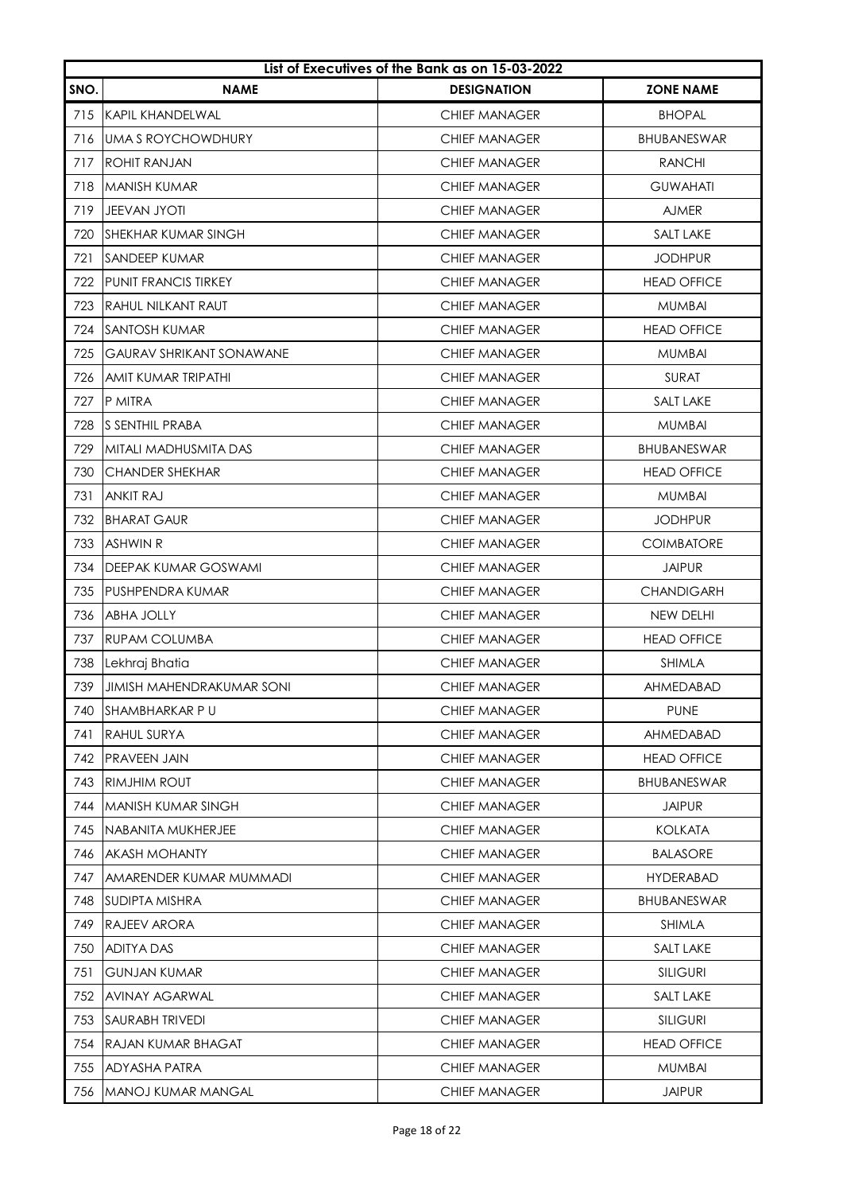| List of Executives of the Bank as on 15-03-2022 | | | |
|---|---|---|---|
| SNO. | NAME | DESIGNATION | ZONE NAME |
| 715 | KAPIL KHANDELWAL | CHIEF MANAGER | BHOPAL |
| 716 | UMA S ROYCHOWDHURY | CHIEF MANAGER | BHUBANESWAR |
| 717 | ROHIT RANJAN | CHIEF MANAGER | RANCHI |
| 718 | MANISH KUMAR | CHIEF MANAGER | GUWAHATI |
| 719 | JEEVAN JYOTI | CHIEF MANAGER | AJMER |
| 720 | SHEKHAR KUMAR SINGH | CHIEF MANAGER | SALT LAKE |
| 721 | SANDEEP KUMAR | CHIEF MANAGER | JODHPUR |
| 722 | PUNIT FRANCIS TIRKEY | CHIEF MANAGER | HEAD OFFICE |
| 723 | RAHUL NILKANT RAUT | CHIEF MANAGER | MUMBAI |
| 724 | SANTOSH KUMAR | CHIEF MANAGER | HEAD OFFICE |
| 725 | GAURAV SHRIKANT SONAWANE | CHIEF MANAGER | MUMBAI |
| 726 | AMIT KUMAR TRIPATHI | CHIEF MANAGER | SURAT |
| 727 | P MITRA | CHIEF MANAGER | SALT LAKE |
| 728 | S SENTHIL PRABA | CHIEF MANAGER | MUMBAI |
| 729 | MITALI MADHUSMITA DAS | CHIEF MANAGER | BHUBANESWAR |
| 730 | CHANDER SHEKHAR | CHIEF MANAGER | HEAD OFFICE |
| 731 | ANKIT RAJ | CHIEF MANAGER | MUMBAI |
| 732 | BHARAT GAUR | CHIEF MANAGER | JODHPUR |
| 733 | ASHWIN R | CHIEF MANAGER | COIMBATORE |
| 734 | DEEPAK KUMAR GOSWAMI | CHIEF MANAGER | JAIPUR |
| 735 | PUSHPENDRA KUMAR | CHIEF MANAGER | CHANDIGARH |
| 736 | ABHA JOLLY | CHIEF MANAGER | NEW DELHI |
| 737 | RUPAM COLUMBA | CHIEF MANAGER | HEAD OFFICE |
| 738 | Lekhraj Bhatia | CHIEF MANAGER | SHIMLA |
| 739 | JIMISH MAHENDRAKUMAR SONI | CHIEF MANAGER | AHMEDABAD |
| 740 | SHAMBHARKAR P U | CHIEF MANAGER | PUNE |
| 741 | RAHUL SURYA | CHIEF MANAGER | AHMEDABAD |
| 742 | PRAVEEN JAIN | CHIEF MANAGER | HEAD OFFICE |
| 743 | RIMJHIM ROUT | CHIEF MANAGER | BHUBANESWAR |
| 744 | MANISH KUMAR SINGH | CHIEF MANAGER | JAIPUR |
| 745 | NABANITA MUKHERJEE | CHIEF MANAGER | KOLKATA |
| 746 | AKASH MOHANTY | CHIEF MANAGER | BALASORE |
| 747 | AMARENDER KUMAR MUMMADI | CHIEF MANAGER | HYDERABAD |
| 748 | SUDIPTA MISHRA | CHIEF MANAGER | BHUBANESWAR |
| 749 | RAJEEV ARORA | CHIEF MANAGER | SHIMLA |
| 750 | ADITYA DAS | CHIEF MANAGER | SALT LAKE |
| 751 | GUNJAN KUMAR | CHIEF MANAGER | SILIGURI |
| 752 | AVINAY AGARWAL | CHIEF MANAGER | SALT LAKE |
| 753 | SAURABH TRIVEDI | CHIEF MANAGER | SILIGURI |
| 754 | RAJAN KUMAR BHAGAT | CHIEF MANAGER | HEAD OFFICE |
| 755 | ADYASHA PATRA | CHIEF MANAGER | MUMBAI |
| 756 | MANOJ KUMAR MANGAL | CHIEF MANAGER | JAIPUR |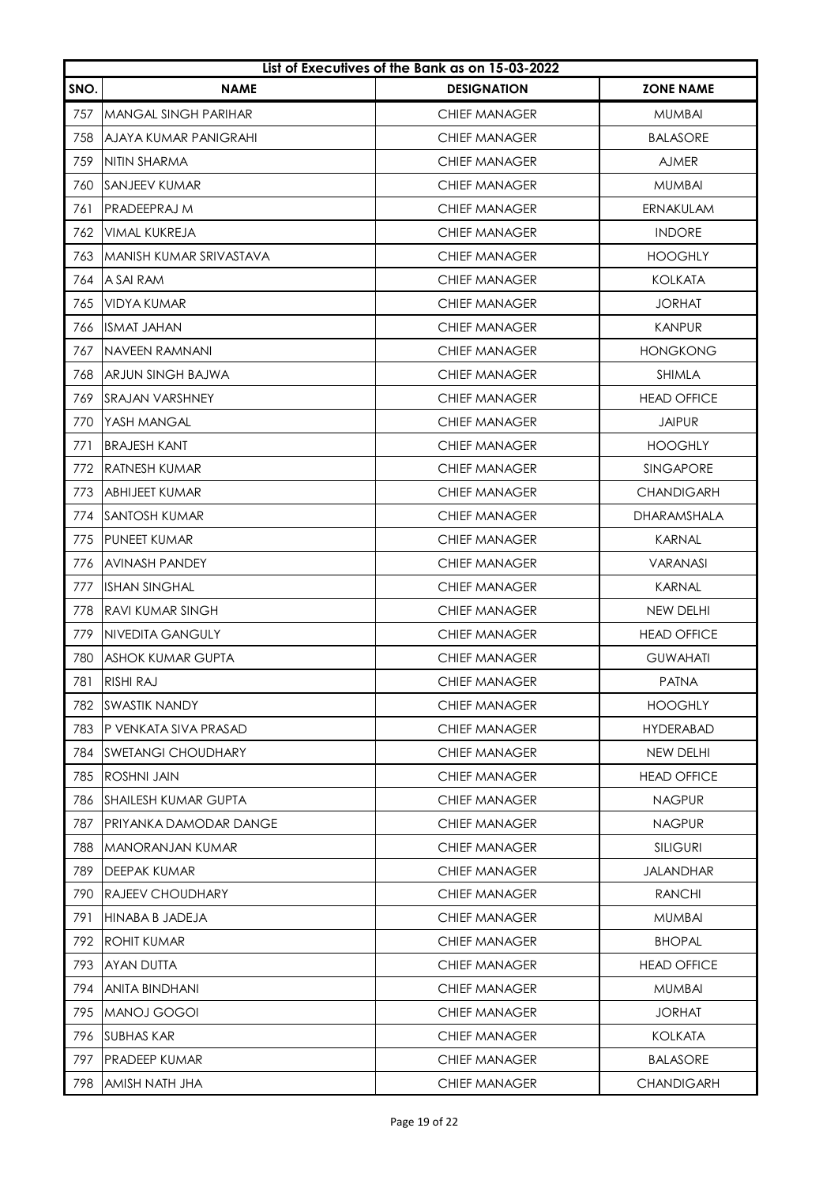| List of Executives of the Bank as on 15-03-2022 | | | |
|---|---|---|---|
| SNO. | NAME | DESIGNATION | ZONE NAME |
| 757 | MANGAL SINGH PARIHAR | CHIEF MANAGER | MUMBAI |
| 758 | AJAYA KUMAR PANIGRAHI | CHIEF MANAGER | BALASORE |
| 759 | NITIN SHARMA | CHIEF MANAGER | AJMER |
| 760 | SANJEEV KUMAR | CHIEF MANAGER | MUMBAI |
| 761 | PRADEEPRAJ M | CHIEF MANAGER | ERNAKULAM |
| 762 | VIMAL KUKREJA | CHIEF MANAGER | INDORE |
| 763 | MANISH KUMAR SRIVASTAVA | CHIEF MANAGER | HOOGHLY |
| 764 | A SAI RAM | CHIEF MANAGER | KOLKATA |
| 765 | VIDYA KUMAR | CHIEF MANAGER | JORHAT |
| 766 | ISMAT JAHAN | CHIEF MANAGER | KANPUR |
| 767 | NAVEEN RAMNANI | CHIEF MANAGER | HONGKONG |
| 768 | ARJUN SINGH BAJWA | CHIEF MANAGER | SHIMLA |
| 769 | SRAJAN VARSHNEY | CHIEF MANAGER | HEAD OFFICE |
| 770 | YASH MANGAL | CHIEF MANAGER | JAIPUR |
| 771 | BRAJESH KANT | CHIEF MANAGER | HOOGHLY |
| 772 | RATNESH KUMAR | CHIEF MANAGER | SINGAPORE |
| 773 | ABHIJEET KUMAR | CHIEF MANAGER | CHANDIGARH |
| 774 | SANTOSH KUMAR | CHIEF MANAGER | DHARAMSHALA |
| 775 | PUNEET KUMAR | CHIEF MANAGER | KARNAL |
| 776 | AVINASH PANDEY | CHIEF MANAGER | VARANASI |
| 777 | ISHAN SINGHAL | CHIEF MANAGER | KARNAL |
| 778 | RAVI KUMAR SINGH | CHIEF MANAGER | NEW DELHI |
| 779 | NIVEDITA GANGULY | CHIEF MANAGER | HEAD OFFICE |
| 780 | ASHOK KUMAR GUPTA | CHIEF MANAGER | GUWAHATI |
| 781 | RISHI RAJ | CHIEF MANAGER | PATNA |
| 782 | SWASTIK NANDY | CHIEF MANAGER | HOOGHLY |
| 783 | P VENKATA SIVA PRASAD | CHIEF MANAGER | HYDERABAD |
| 784 | SWETANGI CHOUDHARY | CHIEF MANAGER | NEW DELHI |
| 785 | ROSHNI JAIN | CHIEF MANAGER | HEAD OFFICE |
| 786 | SHAILESH KUMAR GUPTA | CHIEF MANAGER | NAGPUR |
| 787 | PRIYANKA DAMODAR DANGE | CHIEF MANAGER | NAGPUR |
| 788 | MANORANJAN KUMAR | CHIEF MANAGER | SILIGURI |
| 789 | DEEPAK KUMAR | CHIEF MANAGER | JALANDHAR |
| 790 | RAJEEV CHOUDHARY | CHIEF MANAGER | RANCHI |
| 791 | HINABA B JADEJA | CHIEF MANAGER | MUMBAI |
| 792 | ROHIT KUMAR | CHIEF MANAGER | BHOPAL |
| 793 | AYAN DUTTA | CHIEF MANAGER | HEAD OFFICE |
| 794 | ANITA BINDHANI | CHIEF MANAGER | MUMBAI |
| 795 | MANOJ GOGOI | CHIEF MANAGER | JORHAT |
| 796 | SUBHAS KAR | CHIEF MANAGER | KOLKATA |
| 797 | PRADEEP KUMAR | CHIEF MANAGER | BALASORE |
| 798 | AMISH NATH JHA | CHIEF MANAGER | CHANDIGARH |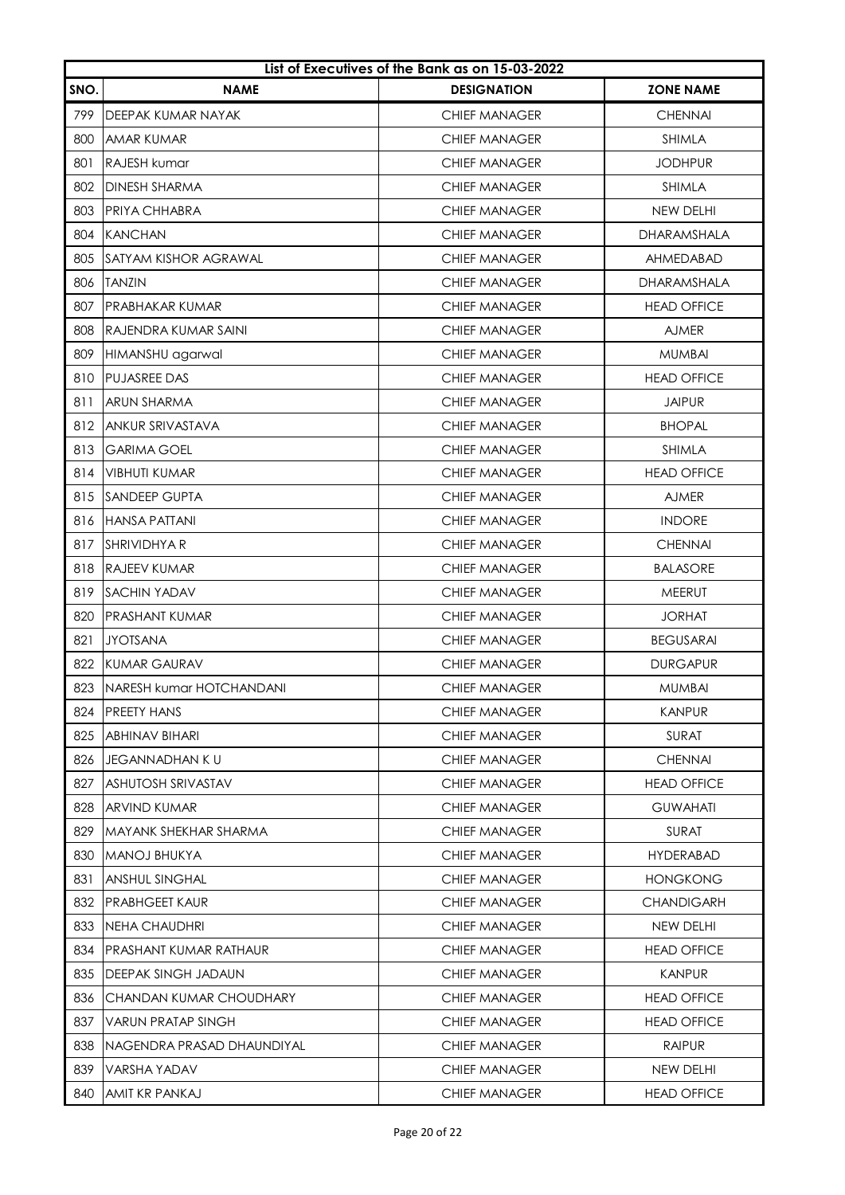| List of Executives of the Bank as on 15-03-2022 | | | |
|---|---|---|---|
| SNO. | NAME | DESIGNATION | ZONE NAME |
| 799 | DEEPAK KUMAR NAYAK | CHIEF MANAGER | CHENNAI |
| 800 | AMAR KUMAR | CHIEF MANAGER | SHIMLA |
| 801 | RAJESH kumar | CHIEF MANAGER | JODHPUR |
| 802 | DINESH SHARMA | CHIEF MANAGER | SHIMLA |
| 803 | PRIYA CHHABRA | CHIEF MANAGER | NEW DELHI |
| 804 | KANCHAN | CHIEF MANAGER | DHARAMSHALA |
| 805 | SATYAM KISHOR AGRAWAL | CHIEF MANAGER | AHMEDABAD |
| 806 | TANZIN | CHIEF MANAGER | DHARAMSHALA |
| 807 | PRABHAKAR KUMAR | CHIEF MANAGER | HEAD OFFICE |
| 808 | RAJENDRA KUMAR SAINI | CHIEF MANAGER | AJMER |
| 809 | HIMANSHU agarwal | CHIEF MANAGER | MUMBAI |
| 810 | PUJASREE DAS | CHIEF MANAGER | HEAD OFFICE |
| 811 | ARUN SHARMA | CHIEF MANAGER | JAIPUR |
| 812 | ANKUR SRIVASTAVA | CHIEF MANAGER | BHOPAL |
| 813 | GARIMA GOEL | CHIEF MANAGER | SHIMLA |
| 814 | VIBHUTI KUMAR | CHIEF MANAGER | HEAD OFFICE |
| 815 | SANDEEP GUPTA | CHIEF MANAGER | AJMER |
| 816 | HANSA PATTANI | CHIEF MANAGER | INDORE |
| 817 | SHRIVIDHYA R | CHIEF MANAGER | CHENNAI |
| 818 | RAJEEV KUMAR | CHIEF MANAGER | BALASORE |
| 819 | SACHIN YADAV | CHIEF MANAGER | MEERUT |
| 820 | PRASHANT KUMAR | CHIEF MANAGER | JORHAT |
| 821 | JYOTSANA | CHIEF MANAGER | BEGUSARAI |
| 822 | KUMAR GAURAV | CHIEF MANAGER | DURGAPUR |
| 823 | NARESH kumar HOTCHANDANI | CHIEF MANAGER | MUMBAI |
| 824 | PREETY HANS | CHIEF MANAGER | KANPUR |
| 825 | ABHINAV BIHARI | CHIEF MANAGER | SURAT |
| 826 | JEGANNADHAN K U | CHIEF MANAGER | CHENNAI |
| 827 | ASHUTOSH SRIVASTAV | CHIEF MANAGER | HEAD OFFICE |
| 828 | ARVIND KUMAR | CHIEF MANAGER | GUWAHATI |
| 829 | MAYANK SHEKHAR SHARMA | CHIEF MANAGER | SURAT |
| 830 | MANOJ BHUKYA | CHIEF MANAGER | HYDERABAD |
| 831 | ANSHUL SINGHAL | CHIEF MANAGER | HONGKONG |
| 832 | PRABHGEET KAUR | CHIEF MANAGER | CHANDIGARH |
| 833 | NEHA CHAUDHRI | CHIEF MANAGER | NEW DELHI |
| 834 | PRASHANT KUMAR RATHAUR | CHIEF MANAGER | HEAD OFFICE |
| 835 | DEEPAK SINGH JADAUN | CHIEF MANAGER | KANPUR |
| 836 | CHANDAN KUMAR CHOUDHARY | CHIEF MANAGER | HEAD OFFICE |
| 837 | VARUN PRATAP SINGH | CHIEF MANAGER | HEAD OFFICE |
| 838 | NAGENDRA PRASAD DHAUNDIYAL | CHIEF MANAGER | RAIPUR |
| 839 | VARSHA YADAV | CHIEF MANAGER | NEW DELHI |
| 840 | AMIT KR PANKAJ | CHIEF MANAGER | HEAD OFFICE |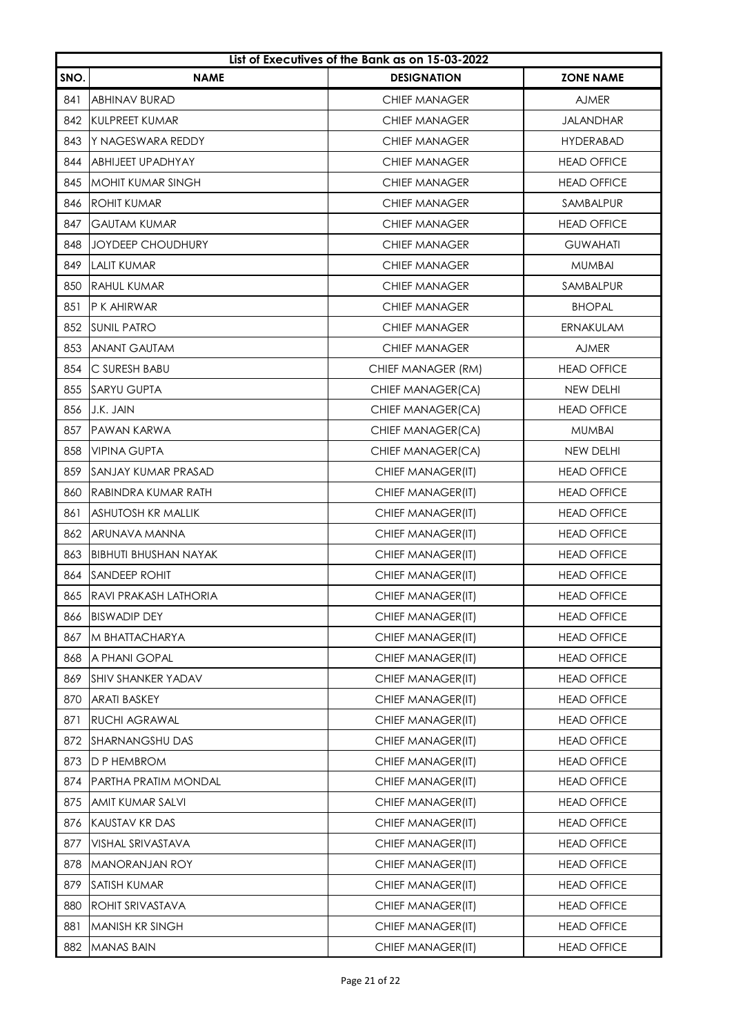| List of Executives of the Bank as on 15-03-2022 | | | |
|---|---|---|---|
| SNO. | NAME | DESIGNATION | ZONE NAME |
| 841 | ABHINAV BURAD | CHIEF MANAGER | AJMER |
| 842 | KULPREET KUMAR | CHIEF MANAGER | JALANDHAR |
| 843 | Y NAGESWARA REDDY | CHIEF MANAGER | HYDERABAD |
| 844 | ABHIJEET UPADHYAY | CHIEF MANAGER | HEAD OFFICE |
| 845 | MOHIT KUMAR SINGH | CHIEF MANAGER | HEAD OFFICE |
| 846 | ROHIT KUMAR | CHIEF MANAGER | SAMBALPUR |
| 847 | GAUTAM KUMAR | CHIEF MANAGER | HEAD OFFICE |
| 848 | JOYDEEP CHOUDHURY | CHIEF MANAGER | GUWAHATI |
| 849 | LALIT KUMAR | CHIEF MANAGER | MUMBAI |
| 850 | RAHUL KUMAR | CHIEF MANAGER | SAMBALPUR |
| 851 | P K AHIRWAR | CHIEF MANAGER | BHOPAL |
| 852 | SUNIL PATRO | CHIEF MANAGER | ERNAKULAM |
| 853 | ANANT GAUTAM | CHIEF MANAGER | AJMER |
| 854 | C SURESH BABU | CHIEF MANAGER (RM) | HEAD OFFICE |
| 855 | SARYU GUPTA | CHIEF MANAGER(CA) | NEW DELHI |
| 856 | J.K. JAIN | CHIEF MANAGER(CA) | HEAD OFFICE |
| 857 | PAWAN KARWA | CHIEF MANAGER(CA) | MUMBAI |
| 858 | VIPINA GUPTA | CHIEF MANAGER(CA) | NEW DELHI |
| 859 | SANJAY KUMAR PRASAD | CHIEF MANAGER(IT) | HEAD OFFICE |
| 860 | RABINDRA KUMAR RATH | CHIEF MANAGER(IT) | HEAD OFFICE |
| 861 | ASHUTOSH KR MALLIK | CHIEF MANAGER(IT) | HEAD OFFICE |
| 862 | ARUNAVA MANNA | CHIEF MANAGER(IT) | HEAD OFFICE |
| 863 | BIBHUTI BHUSHAN NAYAK | CHIEF MANAGER(IT) | HEAD OFFICE |
| 864 | SANDEEP ROHIT | CHIEF MANAGER(IT) | HEAD OFFICE |
| 865 | RAVI PRAKASH LATHORIA | CHIEF MANAGER(IT) | HEAD OFFICE |
| 866 | BISWADIP DEY | CHIEF MANAGER(IT) | HEAD OFFICE |
| 867 | M BHATTACHARYA | CHIEF MANAGER(IT) | HEAD OFFICE |
| 868 | A PHANI GOPAL | CHIEF MANAGER(IT) | HEAD OFFICE |
| 869 | SHIV SHANKER YADAV | CHIEF MANAGER(IT) | HEAD OFFICE |
| 870 | ARATI BASKEY | CHIEF MANAGER(IT) | HEAD OFFICE |
| 871 | RUCHI AGRAWAL | CHIEF MANAGER(IT) | HEAD OFFICE |
| 872 | SHARNANGSHU DAS | CHIEF MANAGER(IT) | HEAD OFFICE |
| 873 | D P HEMBROM | CHIEF MANAGER(IT) | HEAD OFFICE |
| 874 | PARTHA PRATIM MONDAL | CHIEF MANAGER(IT) | HEAD OFFICE |
| 875 | AMIT KUMAR SALVI | CHIEF MANAGER(IT) | HEAD OFFICE |
| 876 | KAUSTAV KR DAS | CHIEF MANAGER(IT) | HEAD OFFICE |
| 877 | VISHAL SRIVASTAVA | CHIEF MANAGER(IT) | HEAD OFFICE |
| 878 | MANORANJAN ROY | CHIEF MANAGER(IT) | HEAD OFFICE |
| 879 | SATISH KUMAR | CHIEF MANAGER(IT) | HEAD OFFICE |
| 880 | ROHIT SRIVASTAVA | CHIEF MANAGER(IT) | HEAD OFFICE |
| 881 | MANISH KR SINGH | CHIEF MANAGER(IT) | HEAD OFFICE |
| 882 | MANAS BAIN | CHIEF MANAGER(IT) | HEAD OFFICE |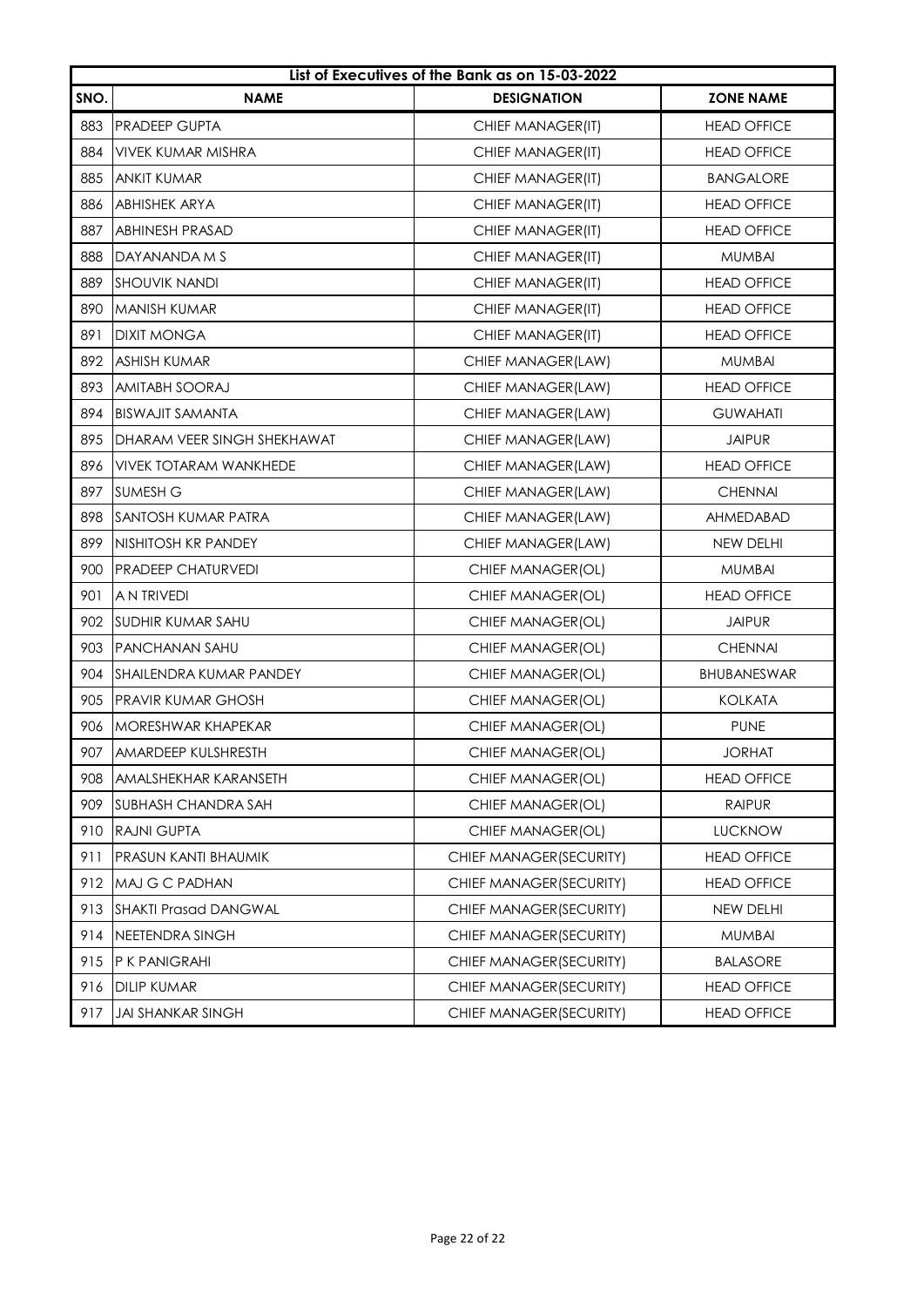| List of Executives of the Bank as on 15-03-2022 | | | |
|---|---|---|---|
| SNO. | NAME | DESIGNATION | ZONE NAME |
| 883 | PRADEEP GUPTA | CHIEF MANAGER(IT) | HEAD OFFICE |
| 884 | VIVEK KUMAR MISHRA | CHIEF MANAGER(IT) | HEAD OFFICE |
| 885 | ANKIT KUMAR | CHIEF MANAGER(IT) | BANGALORE |
| 886 | ABHISHEK ARYA | CHIEF MANAGER(IT) | HEAD OFFICE |
| 887 | ABHINESH PRASAD | CHIEF MANAGER(IT) | HEAD OFFICE |
| 888 | DAYANANDA M S | CHIEF MANAGER(IT) | MUMBAI |
| 889 | SHOUVIK NANDI | CHIEF MANAGER(IT) | HEAD OFFICE |
| 890 | MANISH KUMAR | CHIEF MANAGER(IT) | HEAD OFFICE |
| 891 | DIXIT MONGA | CHIEF MANAGER(IT) | HEAD OFFICE |
| 892 | ASHISH KUMAR | CHIEF MANAGER(LAW) | MUMBAI |
| 893 | AMITABH SOORAJ | CHIEF MANAGER(LAW) | HEAD OFFICE |
| 894 | BISWAJIT SAMANTA | CHIEF MANAGER(LAW) | GUWAHATI |
| 895 | DHARAM VEER SINGH SHEKHAWAT | CHIEF MANAGER(LAW) | JAIPUR |
| 896 | VIVEK TOTARAM WANKHEDE | CHIEF MANAGER(LAW) | HEAD OFFICE |
| 897 | SUMESH G | CHIEF MANAGER(LAW) | CHENNAI |
| 898 | SANTOSH KUMAR PATRA | CHIEF MANAGER(LAW) | AHMEDABAD |
| 899 | NISHITOSH KR PANDEY | CHIEF MANAGER(LAW) | NEW DELHI |
| 900 | PRADEEP CHATURVEDI | CHIEF MANAGER(OL) | MUMBAI |
| 901 | A N TRIVEDI | CHIEF MANAGER(OL) | HEAD OFFICE |
| 902 | SUDHIR KUMAR SAHU | CHIEF MANAGER(OL) | JAIPUR |
| 903 | PANCHANAN SAHU | CHIEF MANAGER(OL) | CHENNAI |
| 904 | SHAILENDRA KUMAR PANDEY | CHIEF MANAGER(OL) | BHUBANESWAR |
| 905 | PRAVIR KUMAR GHOSH | CHIEF MANAGER(OL) | KOLKATA |
| 906 | MORESHWAR KHAPEKAR | CHIEF MANAGER(OL) | PUNE |
| 907 | AMARDEEP KULSHRESTH | CHIEF MANAGER(OL) | JORHAT |
| 908 | AMALSHEKHAR KARANSETH | CHIEF MANAGER(OL) | HEAD OFFICE |
| 909 | SUBHASH CHANDRA SAH | CHIEF MANAGER(OL) | RAIPUR |
| 910 | RAJNI GUPTA | CHIEF MANAGER(OL) | LUCKNOW |
| 911 | PRASUN KANTI BHAUMIK | CHIEF MANAGER(SECURITY) | HEAD OFFICE |
| 912 | MAJ G C PADHAN | CHIEF MANAGER(SECURITY) | HEAD OFFICE |
| 913 | SHAKTI Prasad DANGWAL | CHIEF MANAGER(SECURITY) | NEW DELHI |
| 914 | NEETENDRA SINGH | CHIEF MANAGER(SECURITY) | MUMBAI |
| 915 | P K PANIGRAHI | CHIEF MANAGER(SECURITY) | BALASORE |
| 916 | DILIP KUMAR | CHIEF MANAGER(SECURITY) | HEAD OFFICE |
| 917 | JAI SHANKAR SINGH | CHIEF MANAGER(SECURITY) | HEAD OFFICE |